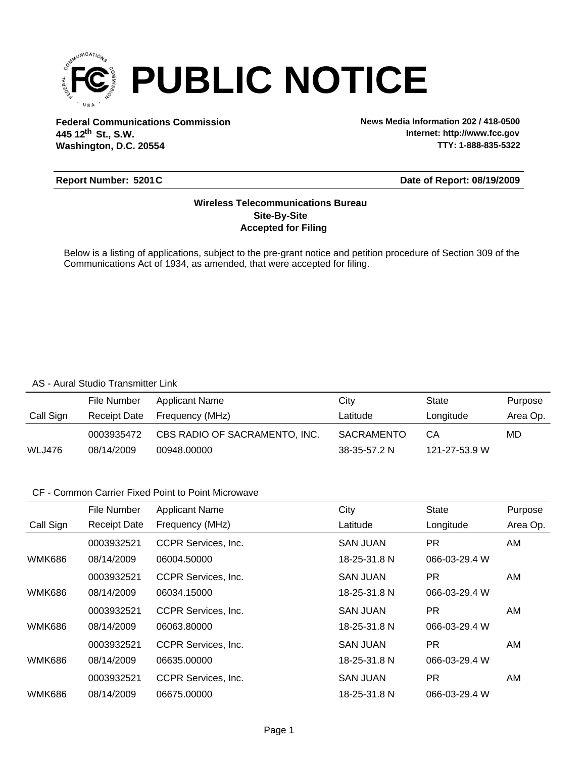# PUBLIC NOTICE

**Federal Communications Commission**
**445 12th St., S.W.**
**Washington, D.C. 20554**

**News Media Information 202 / 418-0500**
**Internet: http://www.fcc.gov**
**TTY: 1-888-835-5322**

**Report Number: 5201C** **Date of Report: 08/19/2009**

**Wireless Telecommunications Bureau**
**Site-By-Site**
**Accepted for Filing**

Below is a listing of applications, subject to the pre-grant notice and petition procedure of Section 309 of the Communications Act of 1934, as amended, that were accepted for filing.

AS - Aural Studio Transmitter Link

| Call Sign | File Number<br>Receipt Date | Applicant Name<br>Frequency (MHz) | City<br>Latitude | State<br>Longitude | Purpose<br>Area Op. |
|---|---|---|---|---|---|
| WLJ476 | 0003935472<br>08/14/2009 | CBS RADIO OF SACRAMENTO, INC.<br>00948.00000 | SACRAMENTO<br>38-35-57.2 N | CA<br>121-27-53.9 W | MD |

CF - Common Carrier Fixed Point to Point Microwave

| Call Sign | File Number<br>Receipt Date | Applicant Name<br>Frequency (MHz) | City<br>Latitude | State<br>Longitude | Purpose<br>Area Op. |
|---|---|---|---|---|---|
| WMK686 | 0003932521<br>08/14/2009 | CCPR Services, Inc.<br>06004.50000 | SAN JUAN<br>18-25-31.8 N | PR<br>066-03-29.4 W | AM |
| WMK686 | 0003932521<br>08/14/2009 | CCPR Services, Inc.<br>06034.15000 | SAN JUAN<br>18-25-31.8 N | PR<br>066-03-29.4 W | AM |
| WMK686 | 0003932521<br>08/14/2009 | CCPR Services, Inc.<br>06063.80000 | SAN JUAN<br>18-25-31.8 N | PR<br>066-03-29.4 W | AM |
| WMK686 | 0003932521<br>08/14/2009 | CCPR Services, Inc.<br>06635.00000 | SAN JUAN<br>18-25-31.8 N | PR<br>066-03-29.4 W | AM |
| WMK686 | 0003932521<br>08/14/2009 | CCPR Services, Inc.<br>06675.00000 | SAN JUAN<br>18-25-31.8 N | PR<br>066-03-29.4 W | AM |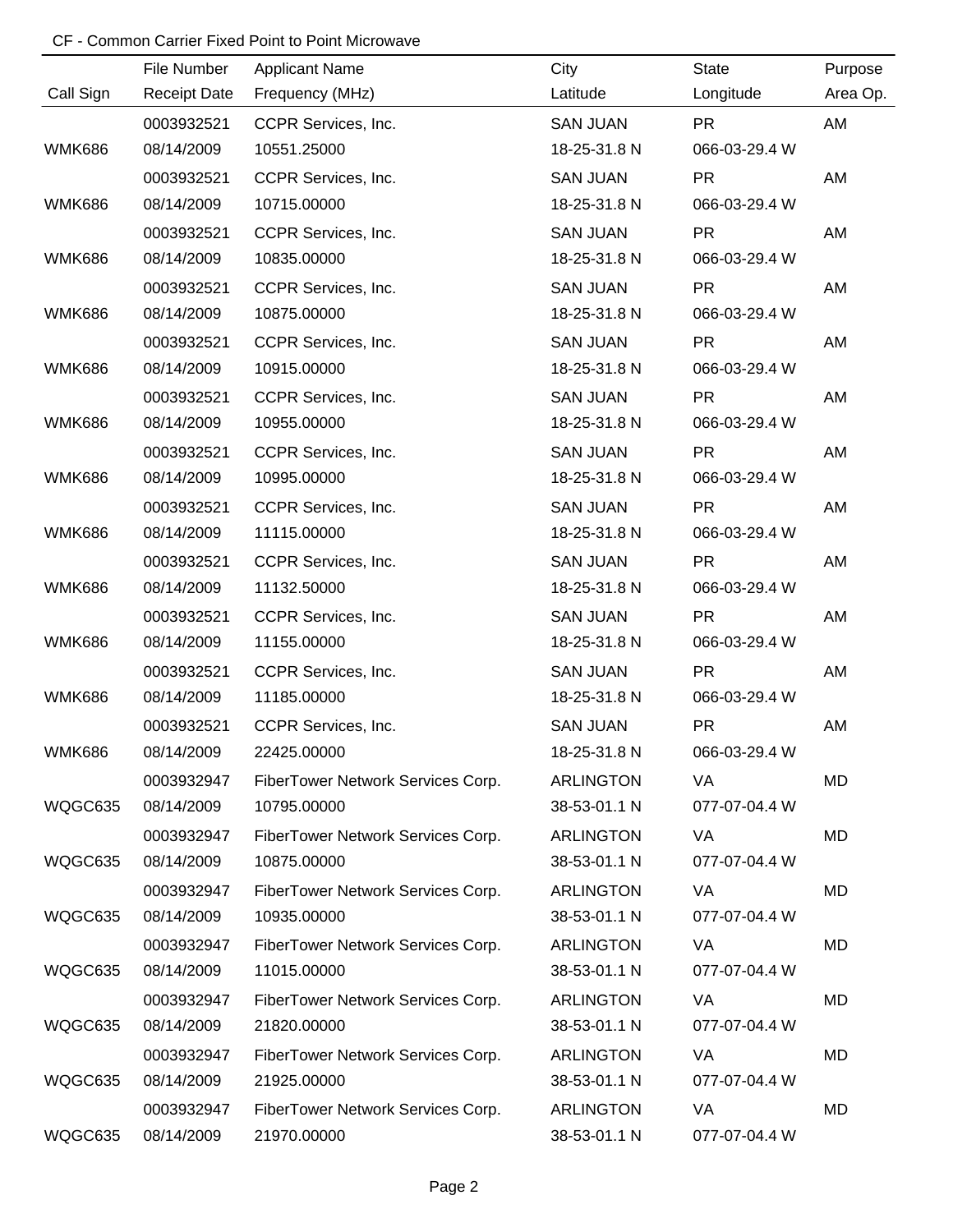CF - Common Carrier Fixed Point to Point Microwave

| Call Sign | File Number<br>Receipt Date | Applicant Name<br>Frequency (MHz) | City<br>Latitude | State<br>Longitude | Purpose<br>Area Op. |
|---|---|---|---|---|---|
| WMK686 | 0003932521<br>08/14/2009 | CCPR Services, Inc.<br>10551.25000 | SAN JUAN<br>18-25-31.8 N | PR<br>066-03-29.4 W | AM |
| WMK686 | 0003932521<br>08/14/2009 | CCPR Services, Inc.<br>10715.00000 | SAN JUAN<br>18-25-31.8 N | PR<br>066-03-29.4 W | AM |
| WMK686 | 0003932521<br>08/14/2009 | CCPR Services, Inc.<br>10835.00000 | SAN JUAN<br>18-25-31.8 N | PR<br>066-03-29.4 W | AM |
| WMK686 | 0003932521<br>08/14/2009 | CCPR Services, Inc.<br>10875.00000 | SAN JUAN<br>18-25-31.8 N | PR<br>066-03-29.4 W | AM |
| WMK686 | 0003932521<br>08/14/2009 | CCPR Services, Inc.<br>10915.00000 | SAN JUAN<br>18-25-31.8 N | PR<br>066-03-29.4 W | AM |
| WMK686 | 0003932521<br>08/14/2009 | CCPR Services, Inc.<br>10955.00000 | SAN JUAN<br>18-25-31.8 N | PR<br>066-03-29.4 W | AM |
| WMK686 | 0003932521<br>08/14/2009 | CCPR Services, Inc.<br>10995.00000 | SAN JUAN<br>18-25-31.8 N | PR<br>066-03-29.4 W | AM |
| WMK686 | 0003932521<br>08/14/2009 | CCPR Services, Inc.<br>11115.00000 | SAN JUAN<br>18-25-31.8 N | PR<br>066-03-29.4 W | AM |
| WMK686 | 0003932521<br>08/14/2009 | CCPR Services, Inc.<br>11132.50000 | SAN JUAN<br>18-25-31.8 N | PR<br>066-03-29.4 W | AM |
| WMK686 | 0003932521<br>08/14/2009 | CCPR Services, Inc.<br>11155.00000 | SAN JUAN<br>18-25-31.8 N | PR<br>066-03-29.4 W | AM |
| WMK686 | 0003932521<br>08/14/2009 | CCPR Services, Inc.<br>11185.00000 | SAN JUAN<br>18-25-31.8 N | PR<br>066-03-29.4 W | AM |
| WMK686 | 0003932521<br>08/14/2009 | CCPR Services, Inc.<br>22425.00000 | SAN JUAN<br>18-25-31.8 N | PR<br>066-03-29.4 W | AM |
| WQGC635 | 0003932947<br>08/14/2009 | FiberTower Network Services Corp.<br>10795.00000 | ARLINGTON<br>38-53-01.1 N | VA<br>077-07-04.4 W | MD |
| WQGC635 | 0003932947<br>08/14/2009 | FiberTower Network Services Corp.<br>10875.00000 | ARLINGTON<br>38-53-01.1 N | VA<br>077-07-04.4 W | MD |
| WQGC635 | 0003932947<br>08/14/2009 | FiberTower Network Services Corp.<br>10935.00000 | ARLINGTON<br>38-53-01.1 N | VA<br>077-07-04.4 W | MD |
| WQGC635 | 0003932947<br>08/14/2009 | FiberTower Network Services Corp.<br>11015.00000 | ARLINGTON<br>38-53-01.1 N | VA<br>077-07-04.4 W | MD |
| WQGC635 | 0003932947<br>08/14/2009 | FiberTower Network Services Corp.<br>21820.00000 | ARLINGTON<br>38-53-01.1 N | VA<br>077-07-04.4 W | MD |
| WQGC635 | 0003932947<br>08/14/2009 | FiberTower Network Services Corp.<br>21925.00000 | ARLINGTON<br>38-53-01.1 N | VA<br>077-07-04.4 W | MD |
| WQGC635 | 0003932947<br>08/14/2009 | FiberTower Network Services Corp.<br>21970.00000 | ARLINGTON<br>38-53-01.1 N | VA<br>077-07-04.4 W | MD |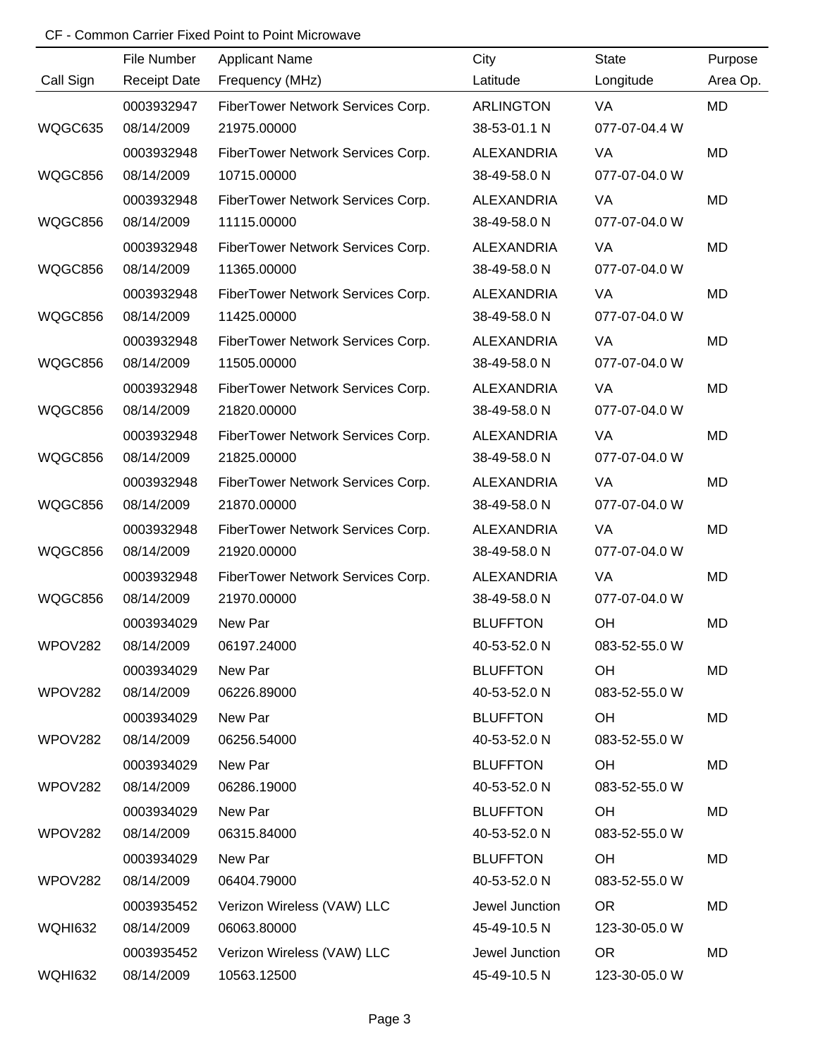CF - Common Carrier Fixed Point to Point Microwave

| Call Sign | File Number / Receipt Date | Applicant Name / Frequency (MHz) | City / Latitude | State / Longitude | Purpose / Area Op. |
|---|---|---|---|---|---|
| | 0003932947 | FiberTower Network Services Corp. | ARLINGTON | VA | MD |
| WQGC635 | 08/14/2009 | 21975.00000 | 38-53-01.1 N | 077-07-04.4 W | |
| | 0003932948 | FiberTower Network Services Corp. | ALEXANDRIA | VA | MD |
| WQGC856 | 08/14/2009 | 10715.00000 | 38-49-58.0 N | 077-07-04.0 W | |
| | 0003932948 | FiberTower Network Services Corp. | ALEXANDRIA | VA | MD |
| WQGC856 | 08/14/2009 | 11115.00000 | 38-49-58.0 N | 077-07-04.0 W | |
| | 0003932948 | FiberTower Network Services Corp. | ALEXANDRIA | VA | MD |
| WQGC856 | 08/14/2009 | 11365.00000 | 38-49-58.0 N | 077-07-04.0 W | |
| | 0003932948 | FiberTower Network Services Corp. | ALEXANDRIA | VA | MD |
| WQGC856 | 08/14/2009 | 11425.00000 | 38-49-58.0 N | 077-07-04.0 W | |
| | 0003932948 | FiberTower Network Services Corp. | ALEXANDRIA | VA | MD |
| WQGC856 | 08/14/2009 | 11505.00000 | 38-49-58.0 N | 077-07-04.0 W | |
| | 0003932948 | FiberTower Network Services Corp. | ALEXANDRIA | VA | MD |
| WQGC856 | 08/14/2009 | 21820.00000 | 38-49-58.0 N | 077-07-04.0 W | |
| | 0003932948 | FiberTower Network Services Corp. | ALEXANDRIA | VA | MD |
| WQGC856 | 08/14/2009 | 21825.00000 | 38-49-58.0 N | 077-07-04.0 W | |
| | 0003932948 | FiberTower Network Services Corp. | ALEXANDRIA | VA | MD |
| WQGC856 | 08/14/2009 | 21870.00000 | 38-49-58.0 N | 077-07-04.0 W | |
| | 0003932948 | FiberTower Network Services Corp. | ALEXANDRIA | VA | MD |
| WQGC856 | 08/14/2009 | 21920.00000 | 38-49-58.0 N | 077-07-04.0 W | |
| | 0003932948 | FiberTower Network Services Corp. | ALEXANDRIA | VA | MD |
| WQGC856 | 08/14/2009 | 21970.00000 | 38-49-58.0 N | 077-07-04.0 W | |
| | 0003934029 | New Par | BLUFFTON | OH | MD |
| WPOV282 | 08/14/2009 | 06197.24000 | 40-53-52.0 N | 083-52-55.0 W | |
| | 0003934029 | New Par | BLUFFTON | OH | MD |
| WPOV282 | 08/14/2009 | 06226.89000 | 40-53-52.0 N | 083-52-55.0 W | |
| | 0003934029 | New Par | BLUFFTON | OH | MD |
| WPOV282 | 08/14/2009 | 06256.54000 | 40-53-52.0 N | 083-52-55.0 W | |
| | 0003934029 | New Par | BLUFFTON | OH | MD |
| WPOV282 | 08/14/2009 | 06286.19000 | 40-53-52.0 N | 083-52-55.0 W | |
| | 0003934029 | New Par | BLUFFTON | OH | MD |
| WPOV282 | 08/14/2009 | 06315.84000 | 40-53-52.0 N | 083-52-55.0 W | |
| | 0003934029 | New Par | BLUFFTON | OH | MD |
| WPOV282 | 08/14/2009 | 06404.79000 | 40-53-52.0 N | 083-52-55.0 W | |
| | 0003935452 | Verizon Wireless (VAW) LLC | Jewel Junction | OR | MD |
| WQHI632 | 08/14/2009 | 06063.80000 | 45-49-10.5 N | 123-30-05.0 W | |
| | 0003935452 | Verizon Wireless (VAW) LLC | Jewel Junction | OR | MD |
| WQHI632 | 08/14/2009 | 10563.12500 | 45-49-10.5 N | 123-30-05.0 W | |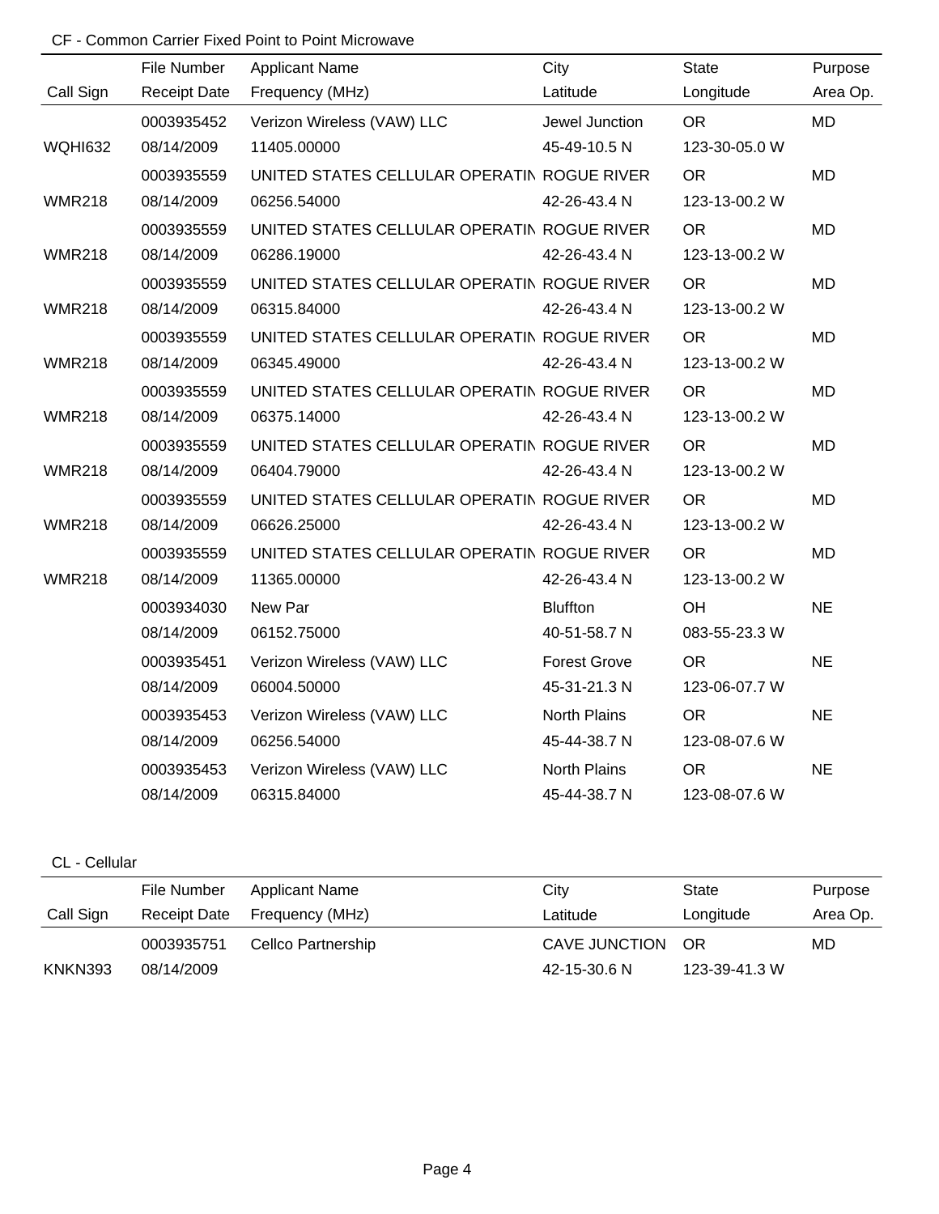CF - Common Carrier Fixed Point to Point Microwave

| Call Sign | File Number / Receipt Date | Applicant Name / Frequency (MHz) | City / Latitude | State / Longitude | Purpose / Area Op. |
|---|---|---|---|---|---|
| WQHI632 | 0003935452 / 08/14/2009 | Verizon Wireless (VAW) LLC / 11405.00000 | Jewel Junction / 45-49-10.5 N | OR / 123-30-05.0 W | MD |
| WMR218 | 0003935559 / 08/14/2009 | UNITED STATES CELLULAR OPERATIN / 06256.54000 | ROGUE RIVER / 42-26-43.4 N | OR / 123-13-00.2 W | MD |
| WMR218 | 0003935559 / 08/14/2009 | UNITED STATES CELLULAR OPERATIN / 06286.19000 | ROGUE RIVER / 42-26-43.4 N | OR / 123-13-00.2 W | MD |
| WMR218 | 0003935559 / 08/14/2009 | UNITED STATES CELLULAR OPERATIN / 06315.84000 | ROGUE RIVER / 42-26-43.4 N | OR / 123-13-00.2 W | MD |
| WMR218 | 0003935559 / 08/14/2009 | UNITED STATES CELLULAR OPERATIN / 06345.49000 | ROGUE RIVER / 42-26-43.4 N | OR / 123-13-00.2 W | MD |
| WMR218 | 0003935559 / 08/14/2009 | UNITED STATES CELLULAR OPERATIN / 06375.14000 | ROGUE RIVER / 42-26-43.4 N | OR / 123-13-00.2 W | MD |
| WMR218 | 0003935559 / 08/14/2009 | UNITED STATES CELLULAR OPERATIN / 06404.79000 | ROGUE RIVER / 42-26-43.4 N | OR / 123-13-00.2 W | MD |
| WMR218 | 0003935559 / 08/14/2009 | UNITED STATES CELLULAR OPERATIN / 06626.25000 | ROGUE RIVER / 42-26-43.4 N | OR / 123-13-00.2 W | MD |
| WMR218 | 0003935559 / 08/14/2009 | UNITED STATES CELLULAR OPERATIN / 11365.00000 | ROGUE RIVER / 42-26-43.4 N | OR / 123-13-00.2 W | MD |
| | 0003934030 / 08/14/2009 | New Par / 06152.75000 | Bluffton / 40-51-58.7 N | OH / 083-55-23.3 W | NE |
| | 0003935451 / 08/14/2009 | Verizon Wireless (VAW) LLC / 06004.50000 | Forest Grove / 45-31-21.3 N | OR / 123-06-07.7 W | NE |
| | 0003935453 / 08/14/2009 | Verizon Wireless (VAW) LLC / 06256.54000 | North Plains / 45-44-38.7 N | OR / 123-08-07.6 W | NE |
| | 0003935453 / 08/14/2009 | Verizon Wireless (VAW) LLC / 06315.84000 | North Plains / 45-44-38.7 N | OR / 123-08-07.6 W | NE |

CL - Cellular

| Call Sign | File Number / Receipt Date | Applicant Name / Frequency (MHz) | City / Latitude | State / Longitude | Purpose / Area Op. |
|---|---|---|---|---|---|
| KNKN393 | 0003935751 / 08/14/2009 | Cellco Partnership | CAVE JUNCTION / 42-15-30.6 N | OR / 123-39-41.3 W | MD |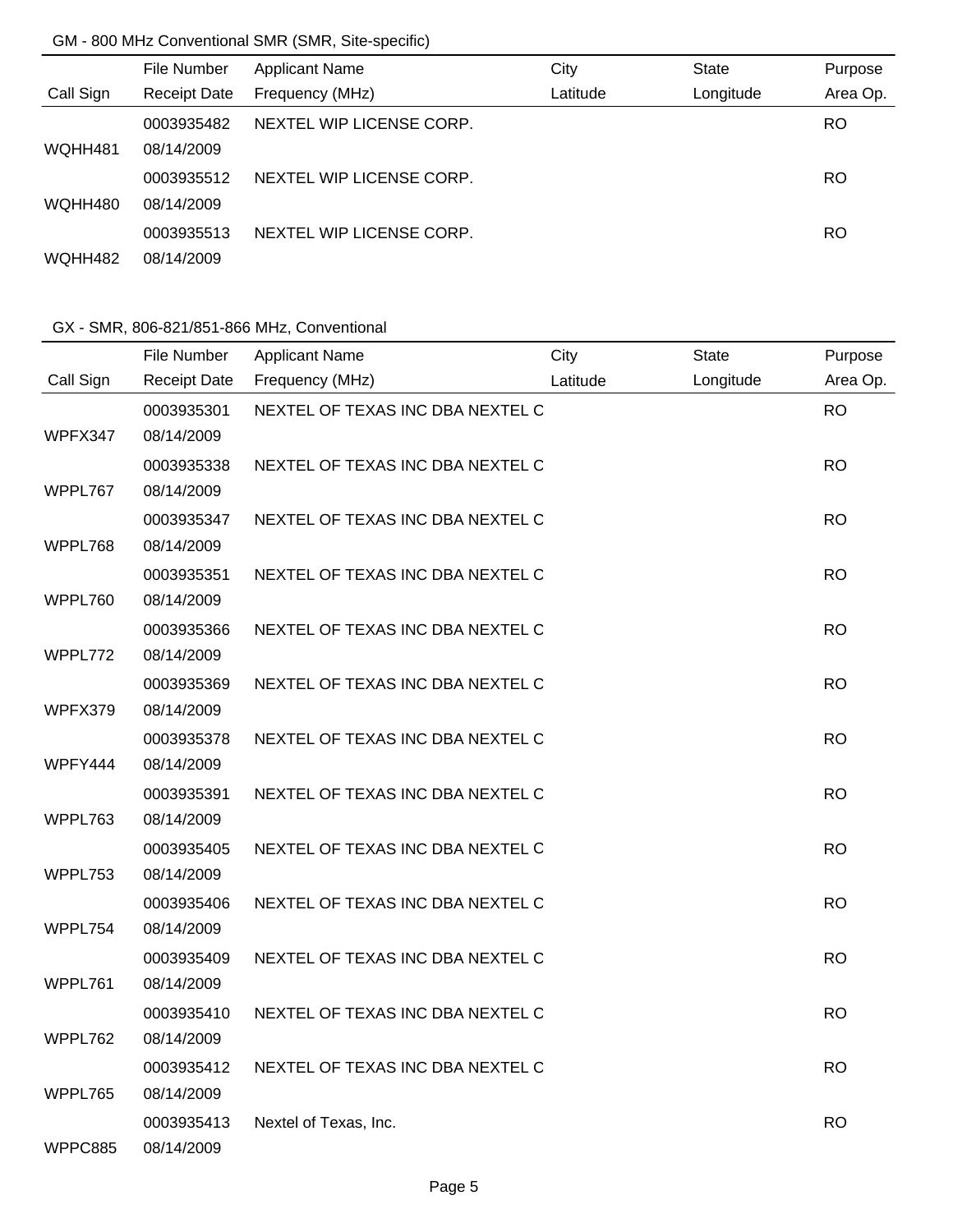GM - 800 MHz Conventional SMR (SMR, Site-specific)

| Call Sign | File Number / Receipt Date | Applicant Name / Frequency (MHz) | City / Latitude | State / Longitude | Purpose / Area Op. |
|---|---|---|---|---|---|
| WQHH481 | 0003935482 / 08/14/2009 | NEXTEL WIP LICENSE CORP. | | | RO |
| WQHH480 | 0003935512 / 08/14/2009 | NEXTEL WIP LICENSE CORP. | | | RO |
| WQHH482 | 0003935513 / 08/14/2009 | NEXTEL WIP LICENSE CORP. | | | RO |

GX - SMR, 806-821/851-866 MHz, Conventional

| Call Sign | File Number / Receipt Date | Applicant Name / Frequency (MHz) | City / Latitude | State / Longitude | Purpose / Area Op. |
|---|---|---|---|---|---|
| WPFX347 | 0003935301 / 08/14/2009 | NEXTEL OF TEXAS INC DBA NEXTEL C | | | RO |
| WPPL767 | 0003935338 / 08/14/2009 | NEXTEL OF TEXAS INC DBA NEXTEL C | | | RO |
| WPPL768 | 0003935347 / 08/14/2009 | NEXTEL OF TEXAS INC DBA NEXTEL C | | | RO |
| WPPL760 | 0003935351 / 08/14/2009 | NEXTEL OF TEXAS INC DBA NEXTEL C | | | RO |
| WPPL772 | 0003935366 / 08/14/2009 | NEXTEL OF TEXAS INC DBA NEXTEL C | | | RO |
| WPFX379 | 0003935369 / 08/14/2009 | NEXTEL OF TEXAS INC DBA NEXTEL C | | | RO |
| WPFY444 | 0003935378 / 08/14/2009 | NEXTEL OF TEXAS INC DBA NEXTEL C | | | RO |
| WPPL763 | 0003935391 / 08/14/2009 | NEXTEL OF TEXAS INC DBA NEXTEL C | | | RO |
| WPPL753 | 0003935405 / 08/14/2009 | NEXTEL OF TEXAS INC DBA NEXTEL C | | | RO |
| WPPL754 | 0003935406 / 08/14/2009 | NEXTEL OF TEXAS INC DBA NEXTEL C | | | RO |
| WPPL761 | 0003935409 / 08/14/2009 | NEXTEL OF TEXAS INC DBA NEXTEL C | | | RO |
| WPPL762 | 0003935410 / 08/14/2009 | NEXTEL OF TEXAS INC DBA NEXTEL C | | | RO |
| WPPL765 | 0003935412 / 08/14/2009 | NEXTEL OF TEXAS INC DBA NEXTEL C | | | RO |
| WPPC885 | 0003935413 / 08/14/2009 | Nextel of Texas, Inc. | | | RO |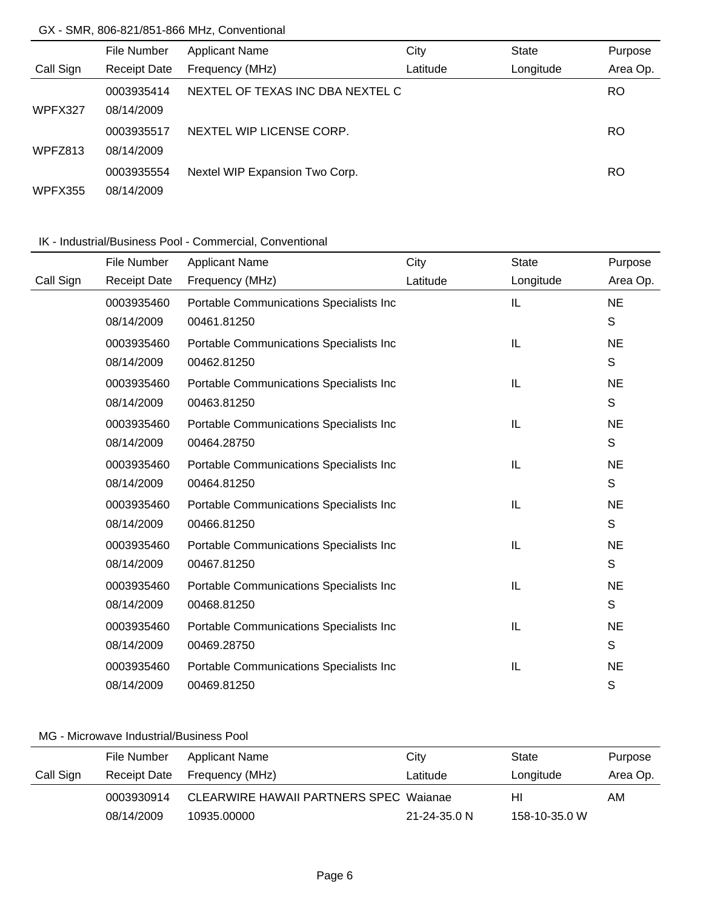GX - SMR, 806-821/851-866 MHz, Conventional

| Call Sign | File Number<br>Receipt Date | Applicant Name<br>Frequency (MHz) | City<br>Latitude | State<br>Longitude | Purpose<br>Area Op. |
|---|---|---|---|---|---|
| WPFX327 | 0003935414<br>08/14/2009 | NEXTEL OF TEXAS INC DBA NEXTEL C | | | RO |
| WPFZ813 | 0003935517<br>08/14/2009 | NEXTEL WIP LICENSE CORP. | | | RO |
| WPFX355 | 0003935554<br>08/14/2009 | Nextel WIP Expansion Two Corp. | | | RO |

IK - Industrial/Business Pool - Commercial, Conventional

| Call Sign | File Number<br>Receipt Date | Applicant Name<br>Frequency (MHz) | City<br>Latitude | State<br>Longitude | Purpose<br>Area Op. |
|---|---|---|---|---|---|
| | 0003935460<br>08/14/2009 | Portable Communications Specialists Inc<br>00461.81250 | | IL | NE<br>S |
| | 0003935460<br>08/14/2009 | Portable Communications Specialists Inc<br>00462.81250 | | IL | NE<br>S |
| | 0003935460<br>08/14/2009 | Portable Communications Specialists Inc<br>00463.81250 | | IL | NE<br>S |
| | 0003935460<br>08/14/2009 | Portable Communications Specialists Inc<br>00464.28750 | | IL | NE<br>S |
| | 0003935460<br>08/14/2009 | Portable Communications Specialists Inc<br>00464.81250 | | IL | NE<br>S |
| | 0003935460<br>08/14/2009 | Portable Communications Specialists Inc<br>00466.81250 | | IL | NE<br>S |
| | 0003935460<br>08/14/2009 | Portable Communications Specialists Inc<br>00467.81250 | | IL | NE<br>S |
| | 0003935460<br>08/14/2009 | Portable Communications Specialists Inc<br>00468.81250 | | IL | NE<br>S |
| | 0003935460<br>08/14/2009 | Portable Communications Specialists Inc<br>00469.28750 | | IL | NE<br>S |
| | 0003935460<br>08/14/2009 | Portable Communications Specialists Inc<br>00469.81250 | | IL | NE<br>S |

MG - Microwave Industrial/Business Pool

| Call Sign | File Number<br>Receipt Date | Applicant Name<br>Frequency (MHz) | City<br>Latitude | State<br>Longitude | Purpose<br>Area Op. |
|---|---|---|---|---|---|
| | 0003930914<br>08/14/2009 | CLEARWIRE HAWAII PARTNERS SPEC<br>10935.00000 | Waianae<br>21-24-35.0 N | HI<br>158-10-35.0 W | AM |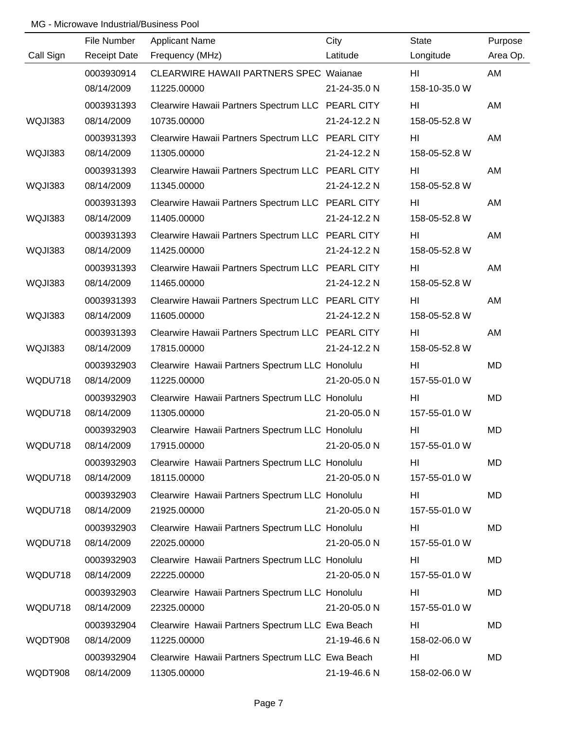MG - Microwave Industrial/Business Pool

| Call Sign | File Number / Receipt Date | Applicant Name / Frequency (MHz) | City / Latitude | State / Longitude | Purpose / Area Op. |
|---|---|---|---|---|---|
| | 0003930914 | CLEARWIRE HAWAII PARTNERS SPEC | Waianae | HI | AM |
| | 08/14/2009 | 11225.00000 | 21-24-35.0 N | 158-10-35.0 W | |
| | 0003931393 | Clearwire Hawaii Partners Spectrum LLC | PEARL CITY | HI | AM |
| WQJI383 | 08/14/2009 | 10735.00000 | 21-24-12.2 N | 158-05-52.8 W | |
| | 0003931393 | Clearwire Hawaii Partners Spectrum LLC | PEARL CITY | HI | AM |
| WQJI383 | 08/14/2009 | 11305.00000 | 21-24-12.2 N | 158-05-52.8 W | |
| | 0003931393 | Clearwire Hawaii Partners Spectrum LLC | PEARL CITY | HI | AM |
| WQJI383 | 08/14/2009 | 11345.00000 | 21-24-12.2 N | 158-05-52.8 W | |
| | 0003931393 | Clearwire Hawaii Partners Spectrum LLC | PEARL CITY | HI | AM |
| WQJI383 | 08/14/2009 | 11405.00000 | 21-24-12.2 N | 158-05-52.8 W | |
| | 0003931393 | Clearwire Hawaii Partners Spectrum LLC | PEARL CITY | HI | AM |
| WQJI383 | 08/14/2009 | 11425.00000 | 21-24-12.2 N | 158-05-52.8 W | |
| | 0003931393 | Clearwire Hawaii Partners Spectrum LLC | PEARL CITY | HI | AM |
| WQJI383 | 08/14/2009 | 11465.00000 | 21-24-12.2 N | 158-05-52.8 W | |
| | 0003931393 | Clearwire Hawaii Partners Spectrum LLC | PEARL CITY | HI | AM |
| WQJI383 | 08/14/2009 | 11605.00000 | 21-24-12.2 N | 158-05-52.8 W | |
| | 0003931393 | Clearwire Hawaii Partners Spectrum LLC | PEARL CITY | HI | AM |
| WQJI383 | 08/14/2009 | 17815.00000 | 21-24-12.2 N | 158-05-52.8 W | |
| | 0003932903 | Clearwire Hawaii Partners Spectrum LLC | Honolulu | HI | MD |
| WQDU718 | 08/14/2009 | 11225.00000 | 21-20-05.0 N | 157-55-01.0 W | |
| | 0003932903 | Clearwire Hawaii Partners Spectrum LLC | Honolulu | HI | MD |
| WQDU718 | 08/14/2009 | 11305.00000 | 21-20-05.0 N | 157-55-01.0 W | |
| | 0003932903 | Clearwire Hawaii Partners Spectrum LLC | Honolulu | HI | MD |
| WQDU718 | 08/14/2009 | 17915.00000 | 21-20-05.0 N | 157-55-01.0 W | |
| | 0003932903 | Clearwire Hawaii Partners Spectrum LLC | Honolulu | HI | MD |
| WQDU718 | 08/14/2009 | 18115.00000 | 21-20-05.0 N | 157-55-01.0 W | |
| | 0003932903 | Clearwire Hawaii Partners Spectrum LLC | Honolulu | HI | MD |
| WQDU718 | 08/14/2009 | 21925.00000 | 21-20-05.0 N | 157-55-01.0 W | |
| | 0003932903 | Clearwire Hawaii Partners Spectrum LLC | Honolulu | HI | MD |
| WQDU718 | 08/14/2009 | 22025.00000 | 21-20-05.0 N | 157-55-01.0 W | |
| | 0003932903 | Clearwire Hawaii Partners Spectrum LLC | Honolulu | HI | MD |
| WQDU718 | 08/14/2009 | 22225.00000 | 21-20-05.0 N | 157-55-01.0 W | |
| | 0003932903 | Clearwire Hawaii Partners Spectrum LLC | Honolulu | HI | MD |
| WQDU718 | 08/14/2009 | 22325.00000 | 21-20-05.0 N | 157-55-01.0 W | |
| | 0003932904 | Clearwire Hawaii Partners Spectrum LLC | Ewa Beach | HI | MD |
| WQDT908 | 08/14/2009 | 11225.00000 | 21-19-46.6 N | 158-02-06.0 W | |
| | 0003932904 | Clearwire Hawaii Partners Spectrum LLC | Ewa Beach | HI | MD |
| WQDT908 | 08/14/2009 | 11305.00000 | 21-19-46.6 N | 158-02-06.0 W | |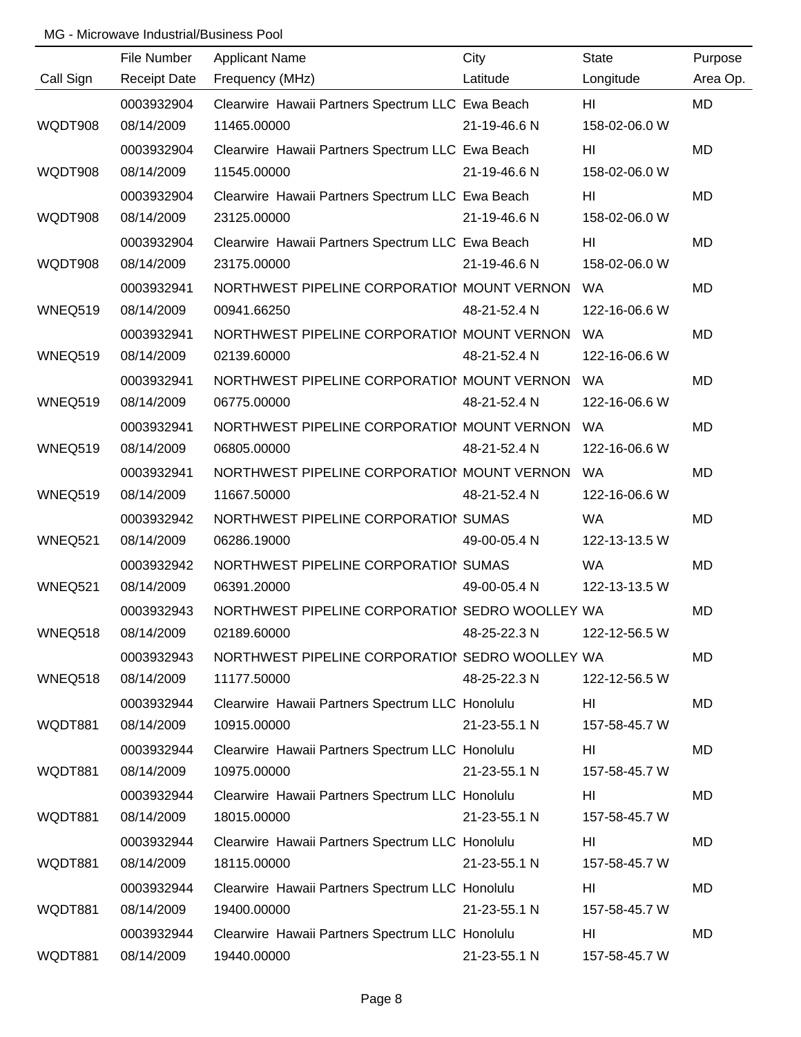MG - Microwave Industrial/Business Pool

| Call Sign | File Number<br>Receipt Date | Applicant Name<br>Frequency (MHz) | City<br>Latitude | State<br>Longitude | Purpose<br>Area Op. |
|---|---|---|---|---|---|
| WQDT908 | 0003932904<br>08/14/2009 | Clearwire Hawaii Partners Spectrum LLC<br>11465.00000 | Ewa Beach<br>21-19-46.6 N | HI<br>158-02-06.0 W | MD |
| WQDT908 | 0003932904<br>08/14/2009 | Clearwire Hawaii Partners Spectrum LLC<br>11545.00000 | Ewa Beach<br>21-19-46.6 N | HI<br>158-02-06.0 W | MD |
| WQDT908 | 0003932904<br>08/14/2009 | Clearwire Hawaii Partners Spectrum LLC<br>23125.00000 | Ewa Beach<br>21-19-46.6 N | HI<br>158-02-06.0 W | MD |
| WQDT908 | 0003932904<br>08/14/2009 | Clearwire Hawaii Partners Spectrum LLC<br>23175.00000 | Ewa Beach<br>21-19-46.6 N | HI<br>158-02-06.0 W | MD |
| WNEQ519 | 0003932941<br>08/14/2009 | NORTHWEST PIPELINE CORPORATIOI<br>00941.66250 | MOUNT VERNON<br>48-21-52.4 N | WA<br>122-16-06.6 W | MD |
| WNEQ519 | 0003932941<br>08/14/2009 | NORTHWEST PIPELINE CORPORATIOI<br>02139.60000 | MOUNT VERNON<br>48-21-52.4 N | WA<br>122-16-06.6 W | MD |
| WNEQ519 | 0003932941<br>08/14/2009 | NORTHWEST PIPELINE CORPORATIOI<br>06775.00000 | MOUNT VERNON<br>48-21-52.4 N | WA<br>122-16-06.6 W | MD |
| WNEQ519 | 0003932941<br>08/14/2009 | NORTHWEST PIPELINE CORPORATIOI<br>06805.00000 | MOUNT VERNON<br>48-21-52.4 N | WA<br>122-16-06.6 W | MD |
| WNEQ519 | 0003932941<br>08/14/2009 | NORTHWEST PIPELINE CORPORATIOI<br>11667.50000 | MOUNT VERNON<br>48-21-52.4 N | WA<br>122-16-06.6 W | MD |
| WNEQ521 | 0003932942<br>08/14/2009 | NORTHWEST PIPELINE CORPORATIOI<br>06286.19000 | SUMAS<br>49-00-05.4 N | WA<br>122-13-13.5 W | MD |
| WNEQ521 | 0003932942<br>08/14/2009 | NORTHWEST PIPELINE CORPORATIOI<br>06391.20000 | SUMAS<br>49-00-05.4 N | WA<br>122-13-13.5 W | MD |
| WNEQ518 | 0003932943<br>08/14/2009 | NORTHWEST PIPELINE CORPORATIOI<br>02189.60000 | SEDRO WOOLLEY<br>48-25-22.3 N | WA<br>122-12-56.5 W | MD |
| WNEQ518 | 0003932943<br>08/14/2009 | NORTHWEST PIPELINE CORPORATIOI<br>11177.50000 | SEDRO WOOLLEY<br>48-25-22.3 N | WA<br>122-12-56.5 W | MD |
| WQDT881 | 0003932944<br>08/14/2009 | Clearwire Hawaii Partners Spectrum LLC<br>10915.00000 | Honolulu<br>21-23-55.1 N | HI<br>157-58-45.7 W | MD |
| WQDT881 | 0003932944<br>08/14/2009 | Clearwire Hawaii Partners Spectrum LLC<br>10975.00000 | Honolulu<br>21-23-55.1 N | HI<br>157-58-45.7 W | MD |
| WQDT881 | 0003932944<br>08/14/2009 | Clearwire Hawaii Partners Spectrum LLC<br>18015.00000 | Honolulu<br>21-23-55.1 N | HI<br>157-58-45.7 W | MD |
| WQDT881 | 0003932944<br>08/14/2009 | Clearwire Hawaii Partners Spectrum LLC<br>18115.00000 | Honolulu<br>21-23-55.1 N | HI<br>157-58-45.7 W | MD |
| WQDT881 | 0003932944<br>08/14/2009 | Clearwire Hawaii Partners Spectrum LLC<br>19400.00000 | Honolulu<br>21-23-55.1 N | HI<br>157-58-45.7 W | MD |
| WQDT881 | 0003932944<br>08/14/2009 | Clearwire Hawaii Partners Spectrum LLC<br>19440.00000 | Honolulu<br>21-23-55.1 N | HI<br>157-58-45.7 W | MD |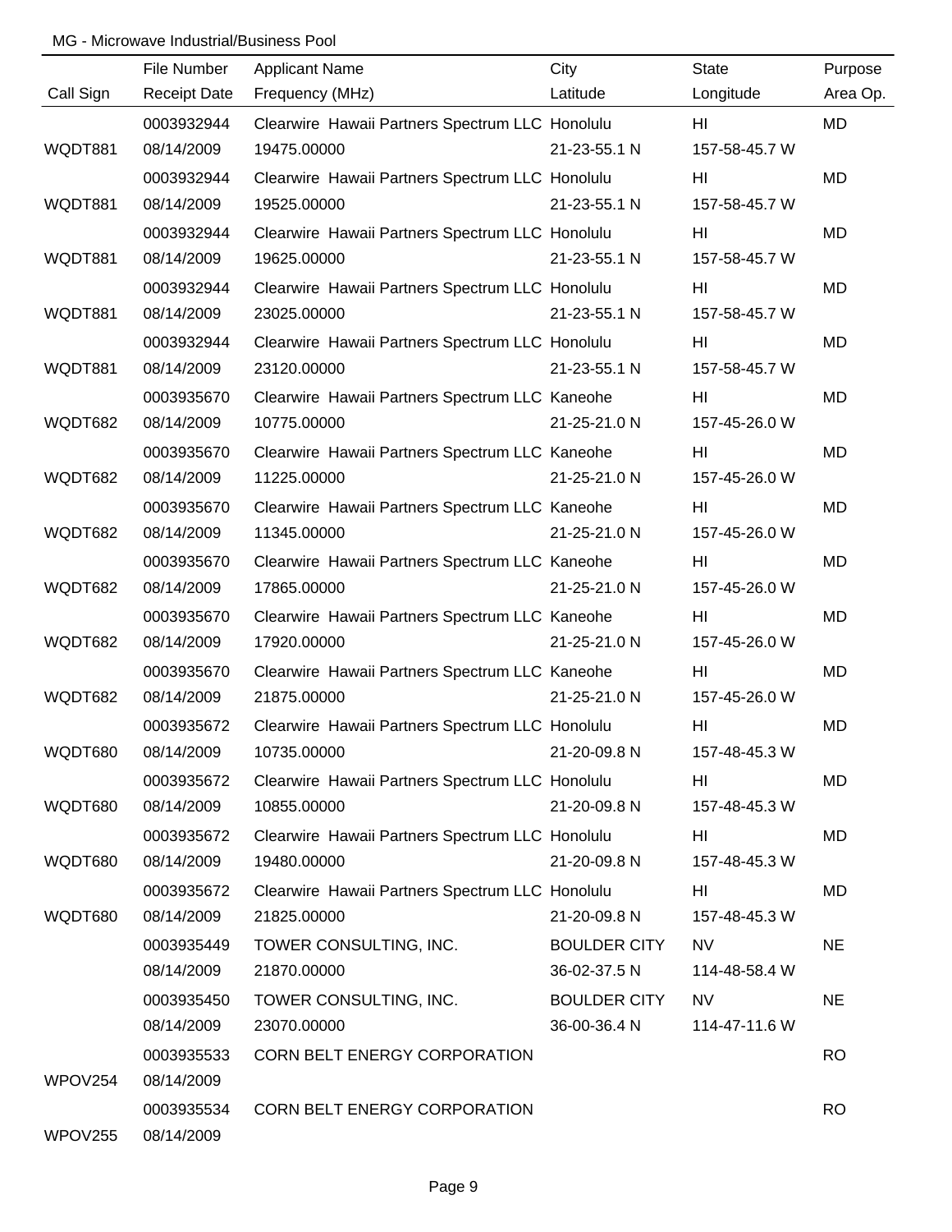MG - Microwave Industrial/Business Pool

| Call Sign | File Number / Receipt Date | Applicant Name / Frequency (MHz) | City / Latitude | State / Longitude | Purpose / Area Op. |
|---|---|---|---|---|---|
| | 0003932944 | Clearwire Hawaii Partners Spectrum LLC | Honolulu | HI | MD |
| WQDT881 | 08/14/2009 | 19475.00000 | 21-23-55.1 N | 157-58-45.7 W | |
| | 0003932944 | Clearwire Hawaii Partners Spectrum LLC | Honolulu | HI | MD |
| WQDT881 | 08/14/2009 | 19525.00000 | 21-23-55.1 N | 157-58-45.7 W | |
| | 0003932944 | Clearwire Hawaii Partners Spectrum LLC | Honolulu | HI | MD |
| WQDT881 | 08/14/2009 | 19625.00000 | 21-23-55.1 N | 157-58-45.7 W | |
| | 0003932944 | Clearwire Hawaii Partners Spectrum LLC | Honolulu | HI | MD |
| WQDT881 | 08/14/2009 | 23025.00000 | 21-23-55.1 N | 157-58-45.7 W | |
| | 0003932944 | Clearwire Hawaii Partners Spectrum LLC | Honolulu | HI | MD |
| WQDT881 | 08/14/2009 | 23120.00000 | 21-23-55.1 N | 157-58-45.7 W | |
| | 0003935670 | Clearwire Hawaii Partners Spectrum LLC | Kaneohe | HI | MD |
| WQDT682 | 08/14/2009 | 10775.00000 | 21-25-21.0 N | 157-45-26.0 W | |
| | 0003935670 | Clearwire Hawaii Partners Spectrum LLC | Kaneohe | HI | MD |
| WQDT682 | 08/14/2009 | 11225.00000 | 21-25-21.0 N | 157-45-26.0 W | |
| | 0003935670 | Clearwire Hawaii Partners Spectrum LLC | Kaneohe | HI | MD |
| WQDT682 | 08/14/2009 | 11345.00000 | 21-25-21.0 N | 157-45-26.0 W | |
| | 0003935670 | Clearwire Hawaii Partners Spectrum LLC | Kaneohe | HI | MD |
| WQDT682 | 08/14/2009 | 17865.00000 | 21-25-21.0 N | 157-45-26.0 W | |
| | 0003935670 | Clearwire Hawaii Partners Spectrum LLC | Kaneohe | HI | MD |
| WQDT682 | 08/14/2009 | 17920.00000 | 21-25-21.0 N | 157-45-26.0 W | |
| | 0003935670 | Clearwire Hawaii Partners Spectrum LLC | Kaneohe | HI | MD |
| WQDT682 | 08/14/2009 | 21875.00000 | 21-25-21.0 N | 157-45-26.0 W | |
| | 0003935672 | Clearwire Hawaii Partners Spectrum LLC | Honolulu | HI | MD |
| WQDT680 | 08/14/2009 | 10735.00000 | 21-20-09.8 N | 157-48-45.3 W | |
| | 0003935672 | Clearwire Hawaii Partners Spectrum LLC | Honolulu | HI | MD |
| WQDT680 | 08/14/2009 | 10855.00000 | 21-20-09.8 N | 157-48-45.3 W | |
| | 0003935672 | Clearwire Hawaii Partners Spectrum LLC | Honolulu | HI | MD |
| WQDT680 | 08/14/2009 | 19480.00000 | 21-20-09.8 N | 157-48-45.3 W | |
| | 0003935672 | Clearwire Hawaii Partners Spectrum LLC | Honolulu | HI | MD |
| WQDT680 | 08/14/2009 | 21825.00000 | 21-20-09.8 N | 157-48-45.3 W | |
| | 0003935449 | TOWER CONSULTING, INC. | BOULDER CITY | NV | NE |
| | 08/14/2009 | 21870.00000 | 36-02-37.5 N | 114-48-58.4 W | |
| | 0003935450 | TOWER CONSULTING, INC. | BOULDER CITY | NV | NE |
| | 08/14/2009 | 23070.00000 | 36-00-36.4 N | 114-47-11.6 W | |
| | 0003935533 | CORN BELT ENERGY CORPORATION | | | RO |
| WPOV254 | 08/14/2009 | | | | |
| | 0003935534 | CORN BELT ENERGY CORPORATION | | | RO |
| WPOV255 | 08/14/2009 | | | | |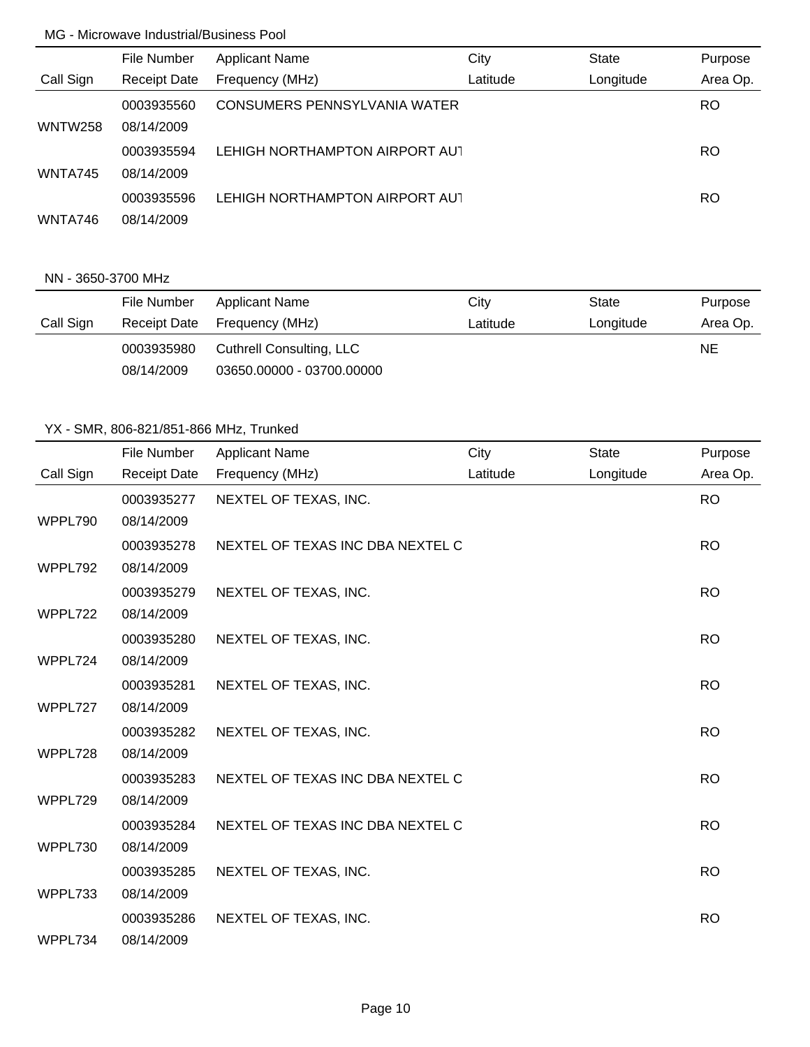MG - Microwave Industrial/Business Pool

| Call Sign | File Number / Receipt Date | Applicant Name / Frequency (MHz) | City / Latitude | State / Longitude | Purpose / Area Op. |
|---|---|---|---|---|---|
| WNTW258 | 0003935560 / 08/14/2009 | CONSUMERS PENNSYLVANIA WATER | | | RO |
| WNTA745 | 0003935594 / 08/14/2009 | LEHIGH NORTHAMPTON AIRPORT AUT | | | RO |
| WNTA746 | 0003935596 / 08/14/2009 | LEHIGH NORTHAMPTON AIRPORT AUT | | | RO |

NN - 3650-3700 MHz

| Call Sign | File Number / Receipt Date | Applicant Name / Frequency (MHz) | City / Latitude | State / Longitude | Purpose / Area Op. |
|---|---|---|---|---|---|
| | 0003935980 / 08/14/2009 | Cuthrell Consulting, LLC / 03650.00000 - 03700.00000 | | | NE |

YX - SMR, 806-821/851-866 MHz, Trunked

| Call Sign | File Number / Receipt Date | Applicant Name / Frequency (MHz) | City / Latitude | State / Longitude | Purpose / Area Op. |
|---|---|---|---|---|---|
| WPPL790 | 0003935277 / 08/14/2009 | NEXTEL OF TEXAS, INC. | | | RO |
| WPPL792 | 0003935278 / 08/14/2009 | NEXTEL OF TEXAS INC DBA NEXTEL C | | | RO |
| WPPL722 | 0003935279 / 08/14/2009 | NEXTEL OF TEXAS, INC. | | | RO |
| WPPL724 | 0003935280 / 08/14/2009 | NEXTEL OF TEXAS, INC. | | | RO |
| WPPL727 | 0003935281 / 08/14/2009 | NEXTEL OF TEXAS, INC. | | | RO |
| WPPL728 | 0003935282 / 08/14/2009 | NEXTEL OF TEXAS, INC. | | | RO |
| WPPL729 | 0003935283 / 08/14/2009 | NEXTEL OF TEXAS INC DBA NEXTEL C | | | RO |
| WPPL730 | 0003935284 / 08/14/2009 | NEXTEL OF TEXAS INC DBA NEXTEL C | | | RO |
| WPPL733 | 0003935285 / 08/14/2009 | NEXTEL OF TEXAS, INC. | | | RO |
| WPPL734 | 0003935286 / 08/14/2009 | NEXTEL OF TEXAS, INC. | | | RO |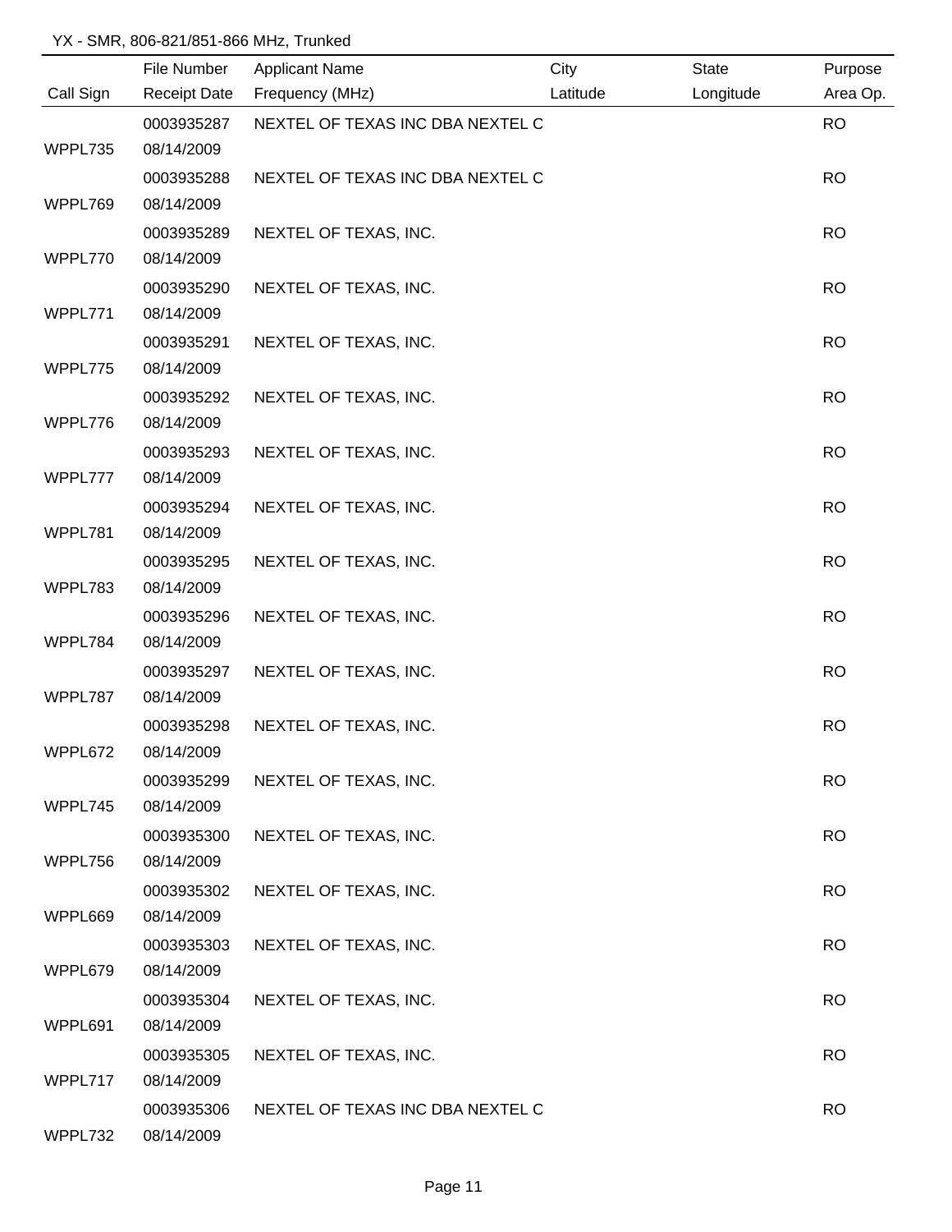YX - SMR, 806-821/851-866 MHz, Trunked

| Call Sign | File Number / Receipt Date | Applicant Name / Frequency (MHz) | City / Latitude | State / Longitude | Purpose / Area Op. |
|---|---|---|---|---|---|
| WPPL735 | 0003935287 / 08/14/2009 | NEXTEL OF TEXAS INC DBA NEXTEL C | | | RO |
| WPPL769 | 0003935288 / 08/14/2009 | NEXTEL OF TEXAS INC DBA NEXTEL C | | | RO |
| WPPL770 | 0003935289 / 08/14/2009 | NEXTEL OF TEXAS, INC. | | | RO |
| WPPL771 | 0003935290 / 08/14/2009 | NEXTEL OF TEXAS, INC. | | | RO |
| WPPL775 | 0003935291 / 08/14/2009 | NEXTEL OF TEXAS, INC. | | | RO |
| WPPL776 | 0003935292 / 08/14/2009 | NEXTEL OF TEXAS, INC. | | | RO |
| WPPL777 | 0003935293 / 08/14/2009 | NEXTEL OF TEXAS, INC. | | | RO |
| WPPL781 | 0003935294 / 08/14/2009 | NEXTEL OF TEXAS, INC. | | | RO |
| WPPL783 | 0003935295 / 08/14/2009 | NEXTEL OF TEXAS, INC. | | | RO |
| WPPL784 | 0003935296 / 08/14/2009 | NEXTEL OF TEXAS, INC. | | | RO |
| WPPL787 | 0003935297 / 08/14/2009 | NEXTEL OF TEXAS, INC. | | | RO |
| WPPL672 | 0003935298 / 08/14/2009 | NEXTEL OF TEXAS, INC. | | | RO |
| WPPL745 | 0003935299 / 08/14/2009 | NEXTEL OF TEXAS, INC. | | | RO |
| WPPL756 | 0003935300 / 08/14/2009 | NEXTEL OF TEXAS, INC. | | | RO |
| WPPL669 | 0003935302 / 08/14/2009 | NEXTEL OF TEXAS, INC. | | | RO |
| WPPL679 | 0003935303 / 08/14/2009 | NEXTEL OF TEXAS, INC. | | | RO |
| WPPL691 | 0003935304 / 08/14/2009 | NEXTEL OF TEXAS, INC. | | | RO |
| WPPL717 | 0003935305 / 08/14/2009 | NEXTEL OF TEXAS, INC. | | | RO |
| WPPL732 | 0003935306 / 08/14/2009 | NEXTEL OF TEXAS INC DBA NEXTEL C | | | RO |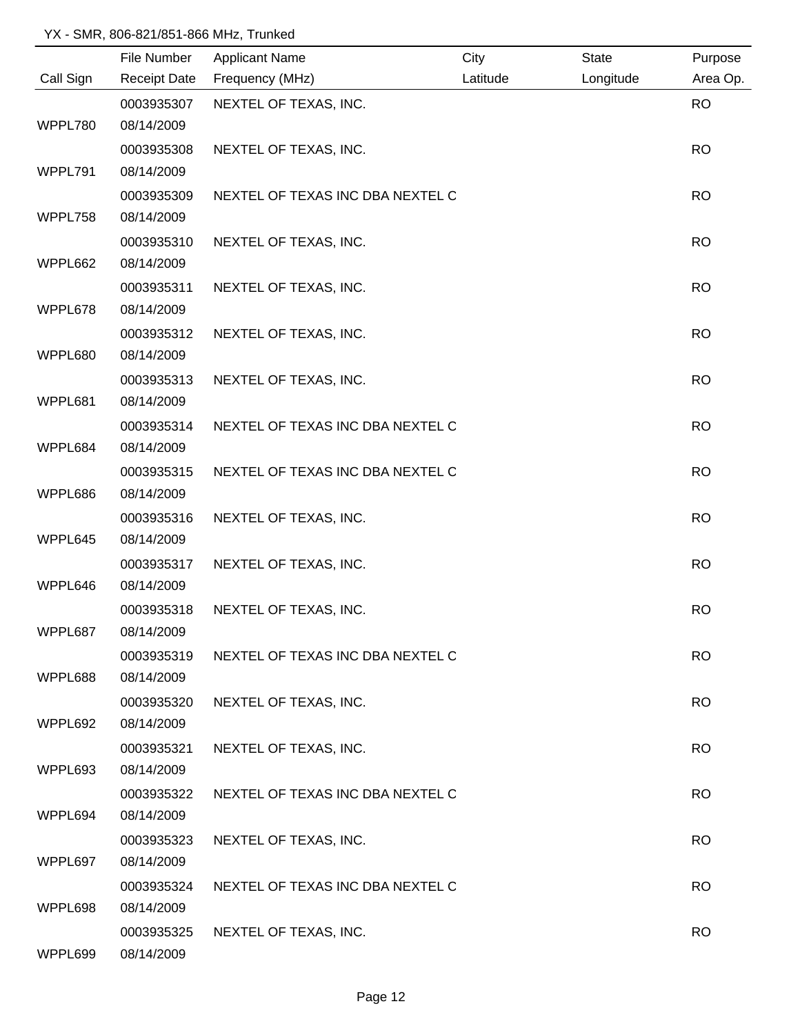YX - SMR, 806-821/851-866 MHz, Trunked

| Call Sign | File Number / Receipt Date | Applicant Name / Frequency (MHz) | City / Latitude | State / Longitude | Purpose / Area Op. |
|---|---|---|---|---|---|
| WPPL780 | 0003935307 / 08/14/2009 | NEXTEL OF TEXAS, INC. | | | RO |
| WPPL791 | 0003935308 / 08/14/2009 | NEXTEL OF TEXAS, INC. | | | RO |
| WPPL758 | 0003935309 / 08/14/2009 | NEXTEL OF TEXAS INC DBA NEXTEL C | | | RO |
| WPPL662 | 0003935310 / 08/14/2009 | NEXTEL OF TEXAS, INC. | | | RO |
| WPPL678 | 0003935311 / 08/14/2009 | NEXTEL OF TEXAS, INC. | | | RO |
| WPPL680 | 0003935312 / 08/14/2009 | NEXTEL OF TEXAS, INC. | | | RO |
| WPPL681 | 0003935313 / 08/14/2009 | NEXTEL OF TEXAS, INC. | | | RO |
| WPPL684 | 0003935314 / 08/14/2009 | NEXTEL OF TEXAS INC DBA NEXTEL C | | | RO |
| WPPL686 | 0003935315 / 08/14/2009 | NEXTEL OF TEXAS INC DBA NEXTEL C | | | RO |
| WPPL645 | 0003935316 / 08/14/2009 | NEXTEL OF TEXAS, INC. | | | RO |
| WPPL646 | 0003935317 / 08/14/2009 | NEXTEL OF TEXAS, INC. | | | RO |
| WPPL687 | 0003935318 / 08/14/2009 | NEXTEL OF TEXAS, INC. | | | RO |
| WPPL688 | 0003935319 / 08/14/2009 | NEXTEL OF TEXAS INC DBA NEXTEL C | | | RO |
| WPPL692 | 0003935320 / 08/14/2009 | NEXTEL OF TEXAS, INC. | | | RO |
| WPPL693 | 0003935321 / 08/14/2009 | NEXTEL OF TEXAS, INC. | | | RO |
| WPPL694 | 0003935322 / 08/14/2009 | NEXTEL OF TEXAS INC DBA NEXTEL C | | | RO |
| WPPL697 | 0003935323 / 08/14/2009 | NEXTEL OF TEXAS, INC. | | | RO |
| WPPL698 | 0003935324 / 08/14/2009 | NEXTEL OF TEXAS INC DBA NEXTEL C | | | RO |
| WPPL699 | 0003935325 / 08/14/2009 | NEXTEL OF TEXAS, INC. | | | RO |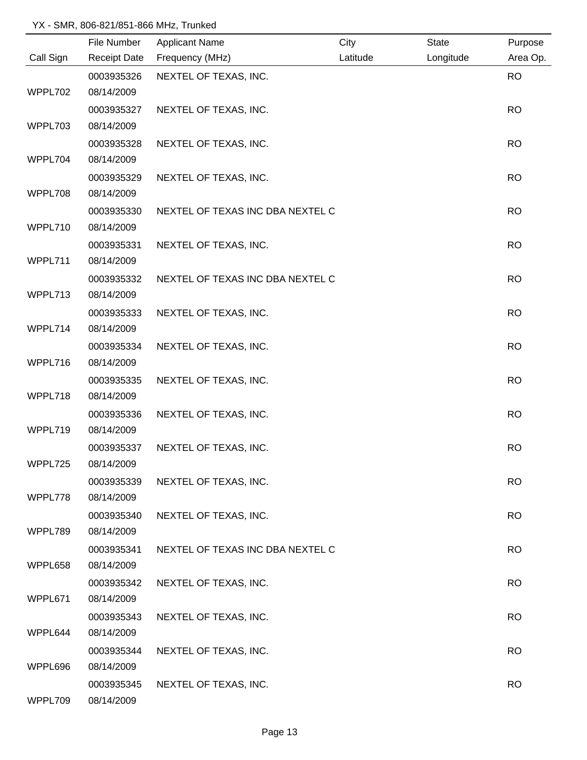YX - SMR, 806-821/851-866 MHz, Trunked

| Call Sign | File Number / Receipt Date | Applicant Name / Frequency (MHz) | City / Latitude | State / Longitude | Purpose / Area Op. |
|---|---|---|---|---|---|
| WPPL702 | 0003935326 08/14/2009 | NEXTEL OF TEXAS, INC. | | | RO |
| WPPL703 | 0003935327 08/14/2009 | NEXTEL OF TEXAS, INC. | | | RO |
| WPPL704 | 0003935328 08/14/2009 | NEXTEL OF TEXAS, INC. | | | RO |
| WPPL708 | 0003935329 08/14/2009 | NEXTEL OF TEXAS, INC. | | | RO |
| WPPL710 | 0003935330 08/14/2009 | NEXTEL OF TEXAS INC DBA NEXTEL C | | | RO |
| WPPL711 | 0003935331 08/14/2009 | NEXTEL OF TEXAS, INC. | | | RO |
| WPPL713 | 0003935332 08/14/2009 | NEXTEL OF TEXAS INC DBA NEXTEL C | | | RO |
| WPPL714 | 0003935333 08/14/2009 | NEXTEL OF TEXAS, INC. | | | RO |
| WPPL716 | 0003935334 08/14/2009 | NEXTEL OF TEXAS, INC. | | | RO |
| WPPL718 | 0003935335 08/14/2009 | NEXTEL OF TEXAS, INC. | | | RO |
| WPPL719 | 0003935336 08/14/2009 | NEXTEL OF TEXAS, INC. | | | RO |
| WPPL725 | 0003935337 08/14/2009 | NEXTEL OF TEXAS, INC. | | | RO |
| WPPL778 | 0003935339 08/14/2009 | NEXTEL OF TEXAS, INC. | | | RO |
| WPPL789 | 0003935340 08/14/2009 | NEXTEL OF TEXAS, INC. | | | RO |
| WPPL658 | 0003935341 08/14/2009 | NEXTEL OF TEXAS INC DBA NEXTEL C | | | RO |
| WPPL671 | 0003935342 08/14/2009 | NEXTEL OF TEXAS, INC. | | | RO |
| WPPL644 | 0003935343 08/14/2009 | NEXTEL OF TEXAS, INC. | | | RO |
| WPPL696 | 0003935344 08/14/2009 | NEXTEL OF TEXAS, INC. | | | RO |
| WPPL709 | 0003935345 08/14/2009 | NEXTEL OF TEXAS, INC. | | | RO |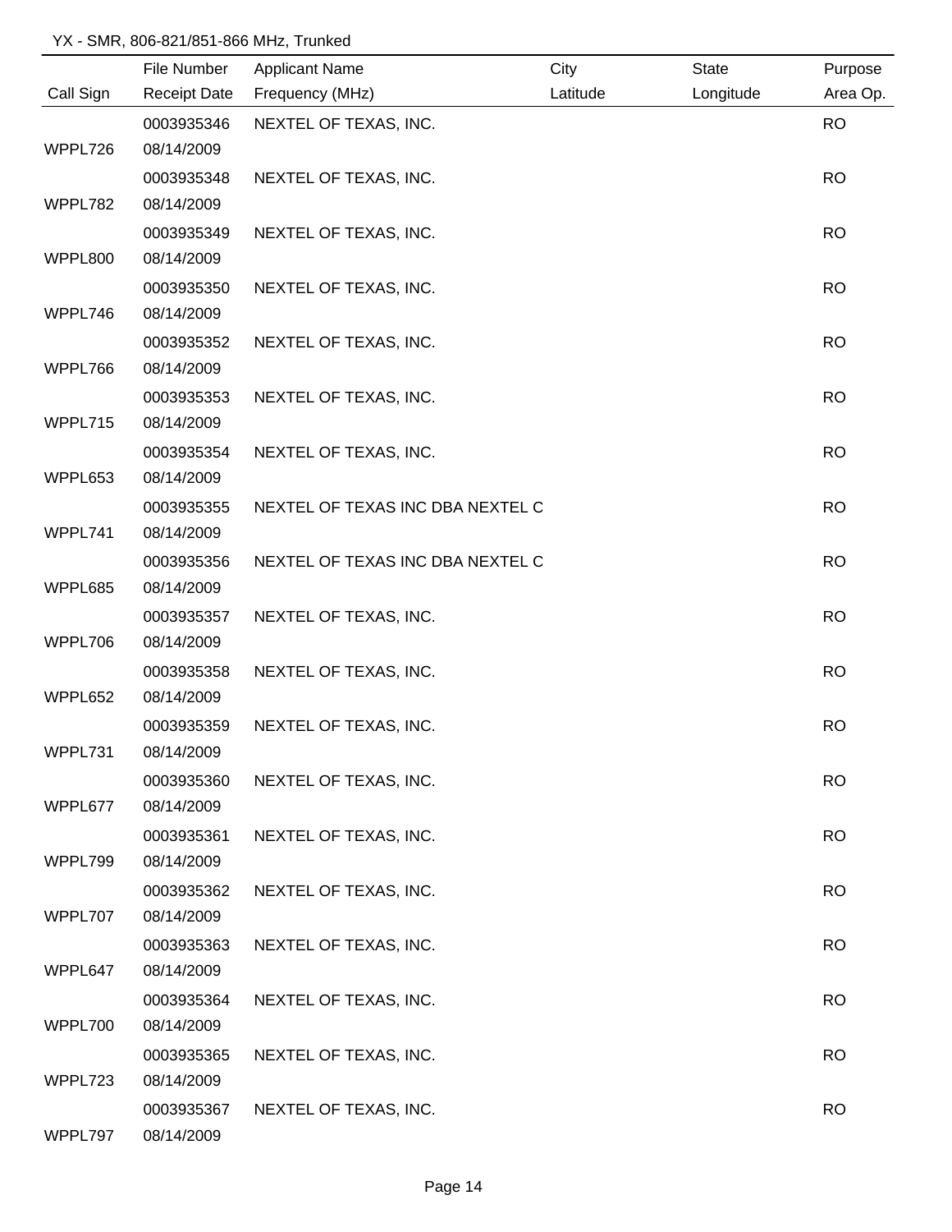YX - SMR, 806-821/851-866 MHz, Trunked

| Call Sign | File Number / Receipt Date | Applicant Name / Frequency (MHz) | City / Latitude | State / Longitude | Purpose / Area Op. |
|---|---|---|---|---|---|
| WPPL726 | 0003935346 08/14/2009 | NEXTEL OF TEXAS, INC. | | | RO |
| WPPL782 | 0003935348 08/14/2009 | NEXTEL OF TEXAS, INC. | | | RO |
| WPPL800 | 0003935349 08/14/2009 | NEXTEL OF TEXAS, INC. | | | RO |
| WPPL746 | 0003935350 08/14/2009 | NEXTEL OF TEXAS, INC. | | | RO |
| WPPL766 | 0003935352 08/14/2009 | NEXTEL OF TEXAS, INC. | | | RO |
| WPPL715 | 0003935353 08/14/2009 | NEXTEL OF TEXAS, INC. | | | RO |
| WPPL653 | 0003935354 08/14/2009 | NEXTEL OF TEXAS, INC. | | | RO |
| WPPL741 | 0003935355 08/14/2009 | NEXTEL OF TEXAS INC DBA NEXTEL C | | | RO |
| WPPL685 | 0003935356 08/14/2009 | NEXTEL OF TEXAS INC DBA NEXTEL C | | | RO |
| WPPL706 | 0003935357 08/14/2009 | NEXTEL OF TEXAS, INC. | | | RO |
| WPPL652 | 0003935358 08/14/2009 | NEXTEL OF TEXAS, INC. | | | RO |
| WPPL731 | 0003935359 08/14/2009 | NEXTEL OF TEXAS, INC. | | | RO |
| WPPL677 | 0003935360 08/14/2009 | NEXTEL OF TEXAS, INC. | | | RO |
| WPPL799 | 0003935361 08/14/2009 | NEXTEL OF TEXAS, INC. | | | RO |
| WPPL707 | 0003935362 08/14/2009 | NEXTEL OF TEXAS, INC. | | | RO |
| WPPL647 | 0003935363 08/14/2009 | NEXTEL OF TEXAS, INC. | | | RO |
| WPPL700 | 0003935364 08/14/2009 | NEXTEL OF TEXAS, INC. | | | RO |
| WPPL723 | 0003935365 08/14/2009 | NEXTEL OF TEXAS, INC. | | | RO |
| WPPL797 | 0003935367 08/14/2009 | NEXTEL OF TEXAS, INC. | | | RO |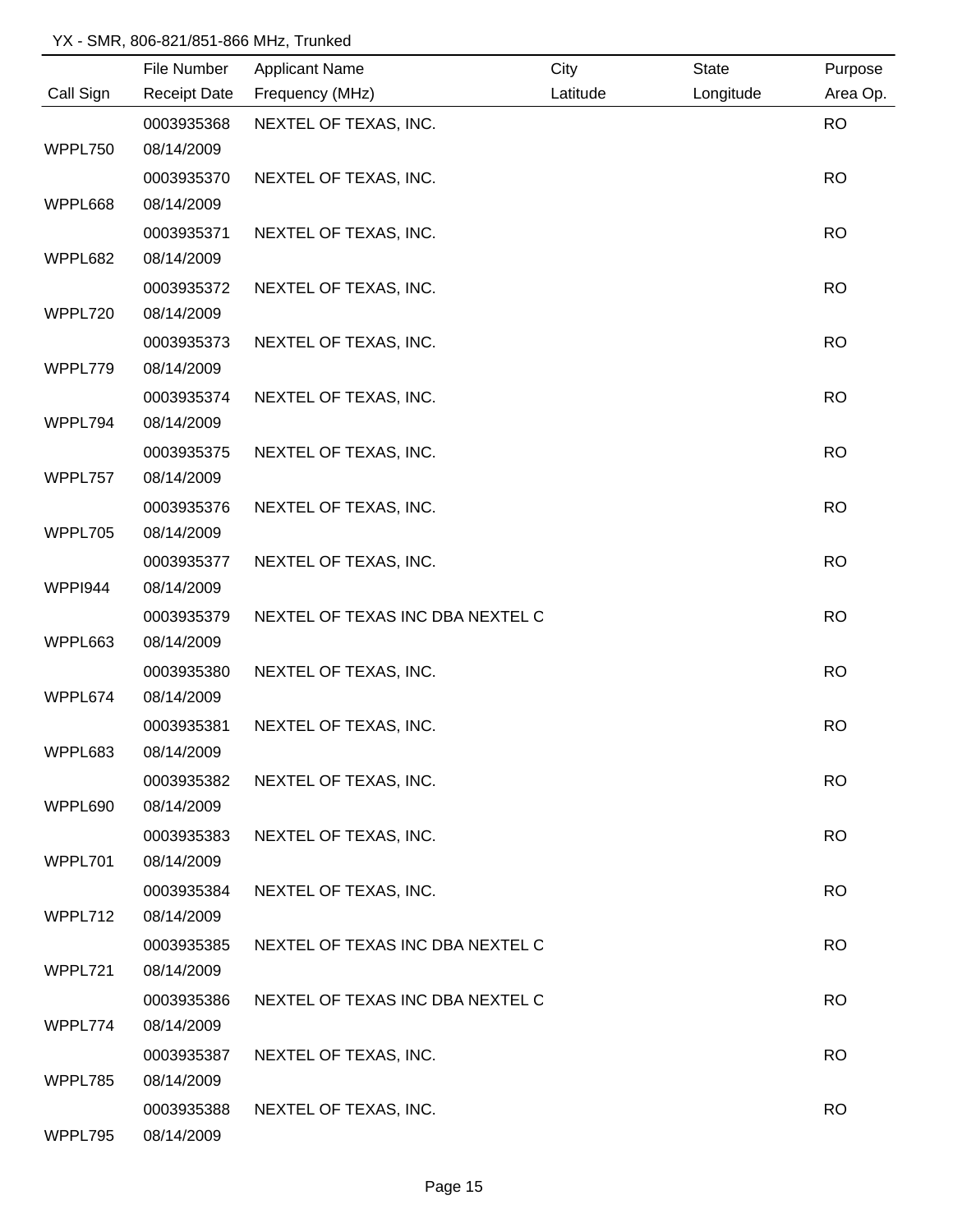YX - SMR, 806-821/851-866 MHz, Trunked

| Call Sign | File Number / Receipt Date | Applicant Name / Frequency (MHz) | City / Latitude | State / Longitude | Purpose / Area Op. |
|---|---|---|---|---|---|
| WPPL750 | 0003935368 08/14/2009 | NEXTEL OF TEXAS, INC. | | | RO |
| WPPL668 | 0003935370 08/14/2009 | NEXTEL OF TEXAS, INC. | | | RO |
| WPPL682 | 0003935371 08/14/2009 | NEXTEL OF TEXAS, INC. | | | RO |
| WPPL720 | 0003935372 08/14/2009 | NEXTEL OF TEXAS, INC. | | | RO |
| WPPL779 | 0003935373 08/14/2009 | NEXTEL OF TEXAS, INC. | | | RO |
| WPPL794 | 0003935374 08/14/2009 | NEXTEL OF TEXAS, INC. | | | RO |
| WPPL757 | 0003935375 08/14/2009 | NEXTEL OF TEXAS, INC. | | | RO |
| WPPL705 | 0003935376 08/14/2009 | NEXTEL OF TEXAS, INC. | | | RO |
| WPPI944 | 0003935377 08/14/2009 | NEXTEL OF TEXAS, INC. | | | RO |
| WPPL663 | 0003935379 08/14/2009 | NEXTEL OF TEXAS INC DBA NEXTEL C | | | RO |
| WPPL674 | 0003935380 08/14/2009 | NEXTEL OF TEXAS, INC. | | | RO |
| WPPL683 | 0003935381 08/14/2009 | NEXTEL OF TEXAS, INC. | | | RO |
| WPPL690 | 0003935382 08/14/2009 | NEXTEL OF TEXAS, INC. | | | RO |
| WPPL701 | 0003935383 08/14/2009 | NEXTEL OF TEXAS, INC. | | | RO |
| WPPL712 | 0003935384 08/14/2009 | NEXTEL OF TEXAS, INC. | | | RO |
| WPPL721 | 0003935385 08/14/2009 | NEXTEL OF TEXAS INC DBA NEXTEL C | | | RO |
| WPPL774 | 0003935386 08/14/2009 | NEXTEL OF TEXAS INC DBA NEXTEL C | | | RO |
| WPPL785 | 0003935387 08/14/2009 | NEXTEL OF TEXAS, INC. | | | RO |
| WPPL795 | 0003935388 08/14/2009 | NEXTEL OF TEXAS, INC. | | | RO |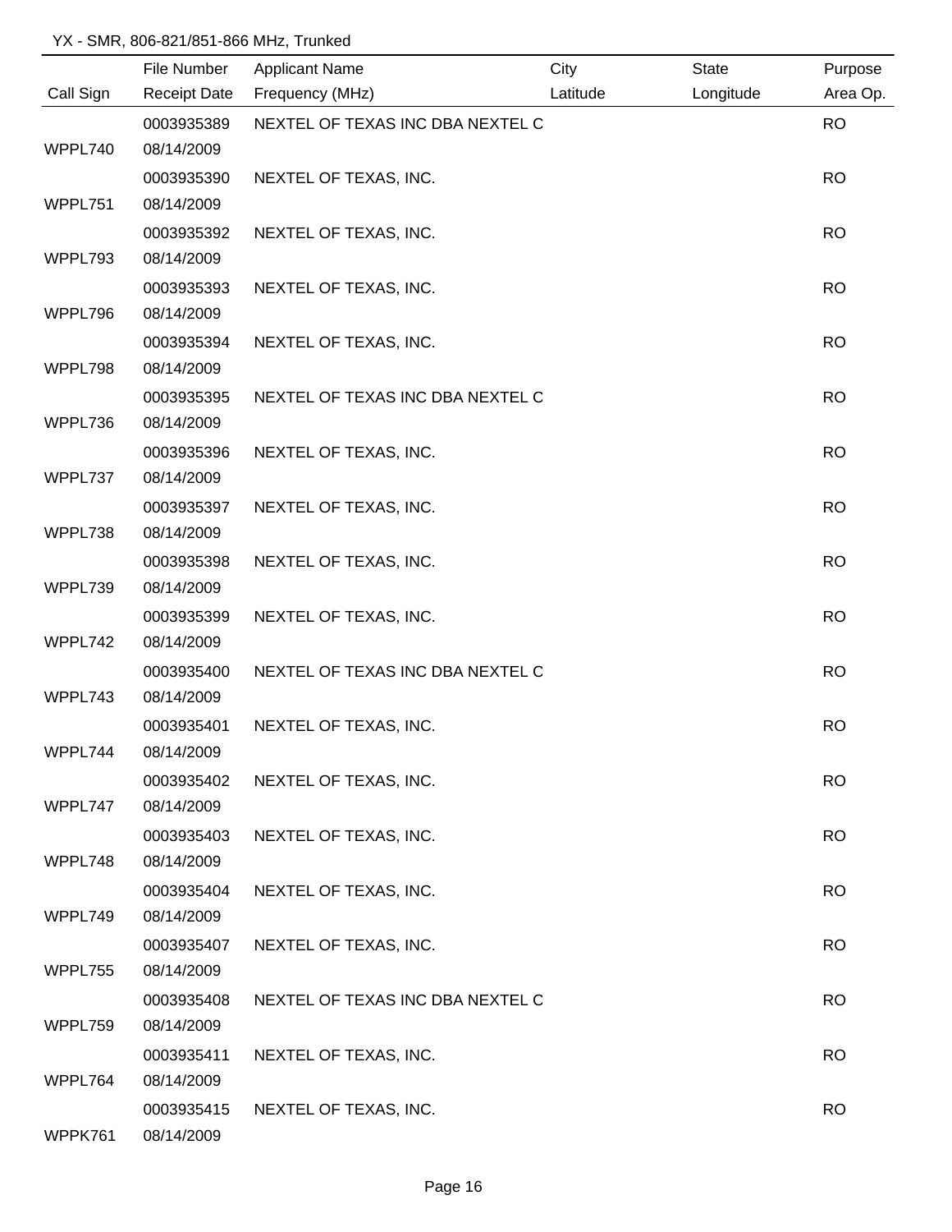YX - SMR, 806-821/851-866 MHz, Trunked

| Call Sign | File Number / Receipt Date | Applicant Name / Frequency (MHz) | City / Latitude | State / Longitude | Purpose / Area Op. |
|---|---|---|---|---|---|
| WPPL740 | 0003935389 08/14/2009 | NEXTEL OF TEXAS INC DBA NEXTEL C | | | RO |
| WPPL751 | 0003935390 08/14/2009 | NEXTEL OF TEXAS, INC. | | | RO |
| WPPL793 | 0003935392 08/14/2009 | NEXTEL OF TEXAS, INC. | | | RO |
| WPPL796 | 0003935393 08/14/2009 | NEXTEL OF TEXAS, INC. | | | RO |
| WPPL798 | 0003935394 08/14/2009 | NEXTEL OF TEXAS, INC. | | | RO |
| WPPL736 | 0003935395 08/14/2009 | NEXTEL OF TEXAS INC DBA NEXTEL C | | | RO |
| WPPL737 | 0003935396 08/14/2009 | NEXTEL OF TEXAS, INC. | | | RO |
| WPPL738 | 0003935397 08/14/2009 | NEXTEL OF TEXAS, INC. | | | RO |
| WPPL739 | 0003935398 08/14/2009 | NEXTEL OF TEXAS, INC. | | | RO |
| WPPL742 | 0003935399 08/14/2009 | NEXTEL OF TEXAS, INC. | | | RO |
| WPPL743 | 0003935400 08/14/2009 | NEXTEL OF TEXAS INC DBA NEXTEL C | | | RO |
| WPPL744 | 0003935401 08/14/2009 | NEXTEL OF TEXAS, INC. | | | RO |
| WPPL747 | 0003935402 08/14/2009 | NEXTEL OF TEXAS, INC. | | | RO |
| WPPL748 | 0003935403 08/14/2009 | NEXTEL OF TEXAS, INC. | | | RO |
| WPPL749 | 0003935404 08/14/2009 | NEXTEL OF TEXAS, INC. | | | RO |
| WPPL755 | 0003935407 08/14/2009 | NEXTEL OF TEXAS, INC. | | | RO |
| WPPL759 | 0003935408 08/14/2009 | NEXTEL OF TEXAS INC DBA NEXTEL C | | | RO |
| WPPL764 | 0003935411 08/14/2009 | NEXTEL OF TEXAS, INC. | | | RO |
| WPPK761 | 0003935415 08/14/2009 | NEXTEL OF TEXAS, INC. | | | RO |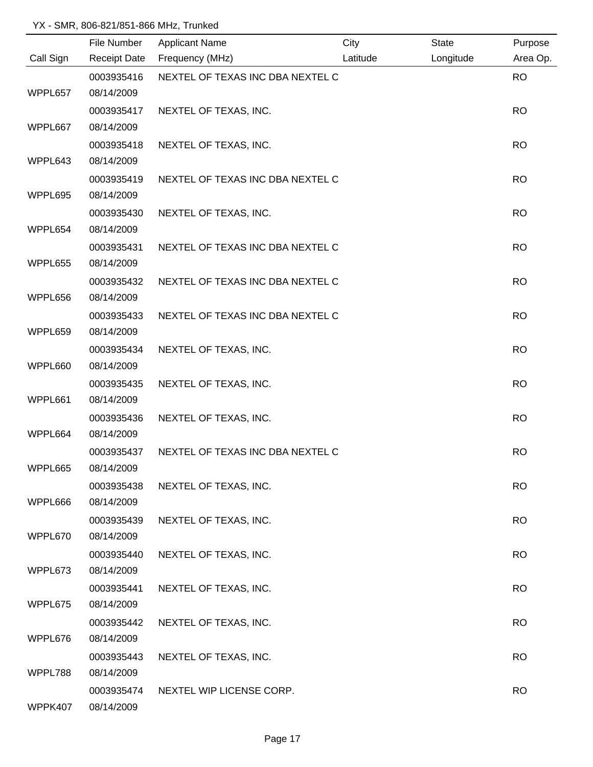YX - SMR, 806-821/851-866 MHz, Trunked

| Call Sign | File Number / Receipt Date | Applicant Name / Frequency (MHz) | City / Latitude | State / Longitude | Purpose / Area Op. |
|---|---|---|---|---|---|
| WPPL657 | 0003935416 / 08/14/2009 | NEXTEL OF TEXAS INC DBA NEXTEL C | | | RO |
| WPPL667 | 0003935417 / 08/14/2009 | NEXTEL OF TEXAS, INC. | | | RO |
| WPPL643 | 0003935418 / 08/14/2009 | NEXTEL OF TEXAS, INC. | | | RO |
| WPPL695 | 0003935419 / 08/14/2009 | NEXTEL OF TEXAS INC DBA NEXTEL C | | | RO |
| WPPL654 | 0003935430 / 08/14/2009 | NEXTEL OF TEXAS, INC. | | | RO |
| WPPL655 | 0003935431 / 08/14/2009 | NEXTEL OF TEXAS INC DBA NEXTEL C | | | RO |
| WPPL656 | 0003935432 / 08/14/2009 | NEXTEL OF TEXAS INC DBA NEXTEL C | | | RO |
| WPPL659 | 0003935433 / 08/14/2009 | NEXTEL OF TEXAS INC DBA NEXTEL C | | | RO |
| WPPL660 | 0003935434 / 08/14/2009 | NEXTEL OF TEXAS, INC. | | | RO |
| WPPL661 | 0003935435 / 08/14/2009 | NEXTEL OF TEXAS, INC. | | | RO |
| WPPL664 | 0003935436 / 08/14/2009 | NEXTEL OF TEXAS, INC. | | | RO |
| WPPL665 | 0003935437 / 08/14/2009 | NEXTEL OF TEXAS INC DBA NEXTEL C | | | RO |
| WPPL666 | 0003935438 / 08/14/2009 | NEXTEL OF TEXAS, INC. | | | RO |
| WPPL670 | 0003935439 / 08/14/2009 | NEXTEL OF TEXAS, INC. | | | RO |
| WPPL673 | 0003935440 / 08/14/2009 | NEXTEL OF TEXAS, INC. | | | RO |
| WPPL675 | 0003935441 / 08/14/2009 | NEXTEL OF TEXAS, INC. | | | RO |
| WPPL676 | 0003935442 / 08/14/2009 | NEXTEL OF TEXAS, INC. | | | RO |
| WPPL788 | 0003935443 / 08/14/2009 | NEXTEL OF TEXAS, INC. | | | RO |
| WPPK407 | 0003935474 / 08/14/2009 | NEXTEL WIP LICENSE CORP. | | | RO |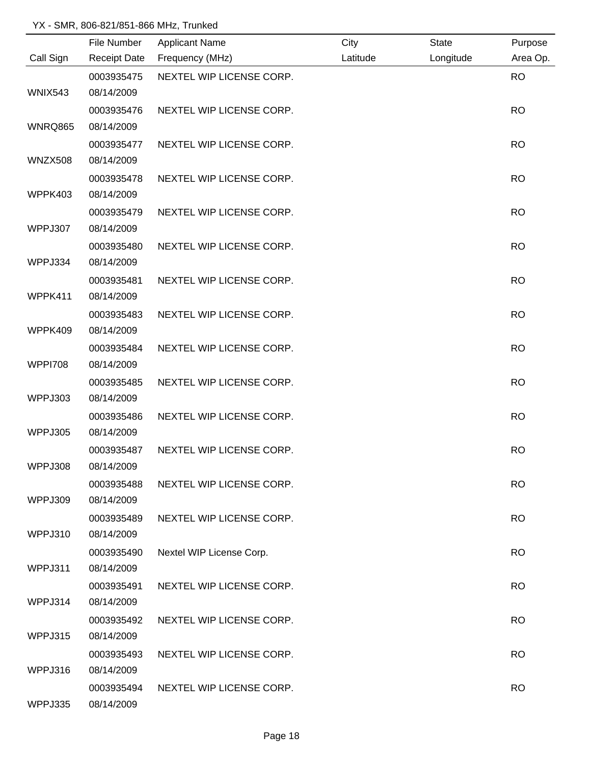YX - SMR, 806-821/851-866 MHz, Trunked

| Call Sign | File Number<br>Receipt Date | Applicant Name<br>Frequency (MHz) | City<br>Latitude | State<br>Longitude | Purpose<br>Area Op. |
|---|---|---|---|---|---|
| WNIX543 | 0003935475<br>08/14/2009 | NEXTEL WIP LICENSE CORP. | | | RO |
| WNRQ865 | 0003935476<br>08/14/2009 | NEXTEL WIP LICENSE CORP. | | | RO |
| WNZX508 | 0003935477<br>08/14/2009 | NEXTEL WIP LICENSE CORP. | | | RO |
| WPPK403 | 0003935478<br>08/14/2009 | NEXTEL WIP LICENSE CORP. | | | RO |
| WPPJ307 | 0003935479<br>08/14/2009 | NEXTEL WIP LICENSE CORP. | | | RO |
| WPPJ334 | 0003935480<br>08/14/2009 | NEXTEL WIP LICENSE CORP. | | | RO |
| WPPK411 | 0003935481<br>08/14/2009 | NEXTEL WIP LICENSE CORP. | | | RO |
| WPPK409 | 0003935483<br>08/14/2009 | NEXTEL WIP LICENSE CORP. | | | RO |
| WPPI708 | 0003935484<br>08/14/2009 | NEXTEL WIP LICENSE CORP. | | | RO |
| WPPJ303 | 0003935485<br>08/14/2009 | NEXTEL WIP LICENSE CORP. | | | RO |
| WPPJ305 | 0003935486<br>08/14/2009 | NEXTEL WIP LICENSE CORP. | | | RO |
| WPPJ308 | 0003935487<br>08/14/2009 | NEXTEL WIP LICENSE CORP. | | | RO |
| WPPJ309 | 0003935488<br>08/14/2009 | NEXTEL WIP LICENSE CORP. | | | RO |
| WPPJ310 | 0003935489<br>08/14/2009 | NEXTEL WIP LICENSE CORP. | | | RO |
| WPPJ311 | 0003935490<br>08/14/2009 | Nextel WIP License Corp. | | | RO |
| WPPJ314 | 0003935491<br>08/14/2009 | NEXTEL WIP LICENSE CORP. | | | RO |
| WPPJ315 | 0003935492<br>08/14/2009 | NEXTEL WIP LICENSE CORP. | | | RO |
| WPPJ316 | 0003935493<br>08/14/2009 | NEXTEL WIP LICENSE CORP. | | | RO |
| WPPJ335 | 0003935494<br>08/14/2009 | NEXTEL WIP LICENSE CORP. | | | RO |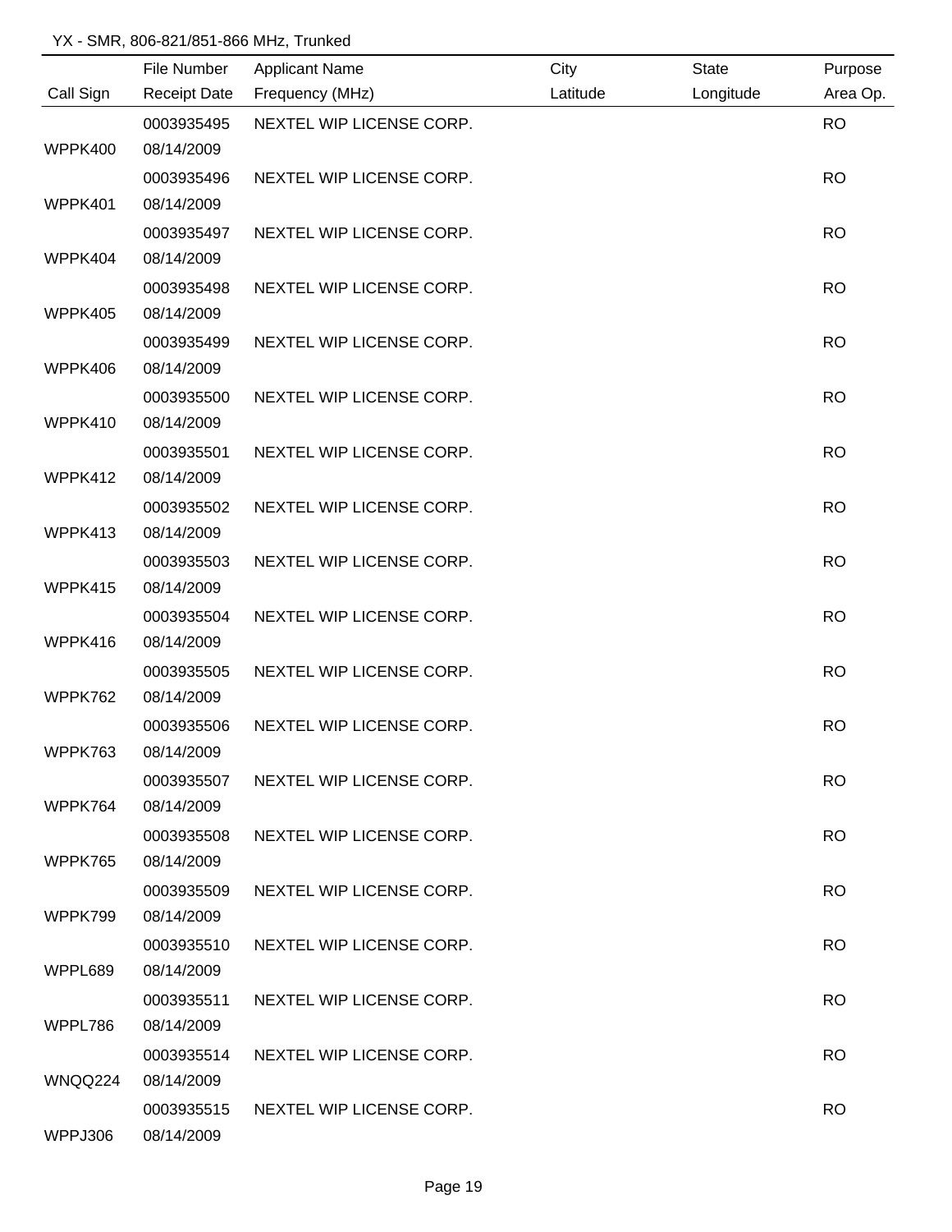YX - SMR, 806-821/851-866 MHz, Trunked

| Call Sign | File Number / Receipt Date | Applicant Name / Frequency (MHz) | City / Latitude | State / Longitude | Purpose / Area Op. |
|---|---|---|---|---|---|
| WPPK400 | 0003935495 / 08/14/2009 | NEXTEL WIP LICENSE CORP. | | | RO |
| WPPK401 | 0003935496 / 08/14/2009 | NEXTEL WIP LICENSE CORP. | | | RO |
| WPPK404 | 0003935497 / 08/14/2009 | NEXTEL WIP LICENSE CORP. | | | RO |
| WPPK405 | 0003935498 / 08/14/2009 | NEXTEL WIP LICENSE CORP. | | | RO |
| WPPK406 | 0003935499 / 08/14/2009 | NEXTEL WIP LICENSE CORP. | | | RO |
| WPPK410 | 0003935500 / 08/14/2009 | NEXTEL WIP LICENSE CORP. | | | RO |
| WPPK412 | 0003935501 / 08/14/2009 | NEXTEL WIP LICENSE CORP. | | | RO |
| WPPK413 | 0003935502 / 08/14/2009 | NEXTEL WIP LICENSE CORP. | | | RO |
| WPPK415 | 0003935503 / 08/14/2009 | NEXTEL WIP LICENSE CORP. | | | RO |
| WPPK416 | 0003935504 / 08/14/2009 | NEXTEL WIP LICENSE CORP. | | | RO |
| WPPK762 | 0003935505 / 08/14/2009 | NEXTEL WIP LICENSE CORP. | | | RO |
| WPPK763 | 0003935506 / 08/14/2009 | NEXTEL WIP LICENSE CORP. | | | RO |
| WPPK764 | 0003935507 / 08/14/2009 | NEXTEL WIP LICENSE CORP. | | | RO |
| WPPK765 | 0003935508 / 08/14/2009 | NEXTEL WIP LICENSE CORP. | | | RO |
| WPPK799 | 0003935509 / 08/14/2009 | NEXTEL WIP LICENSE CORP. | | | RO |
| WPPL689 | 0003935510 / 08/14/2009 | NEXTEL WIP LICENSE CORP. | | | RO |
| WPPL786 | 0003935511 / 08/14/2009 | NEXTEL WIP LICENSE CORP. | | | RO |
| WNQQ224 | 0003935514 / 08/14/2009 | NEXTEL WIP LICENSE CORP. | | | RO |
| WPPJ306 | 0003935515 / 08/14/2009 | NEXTEL WIP LICENSE CORP. | | | RO |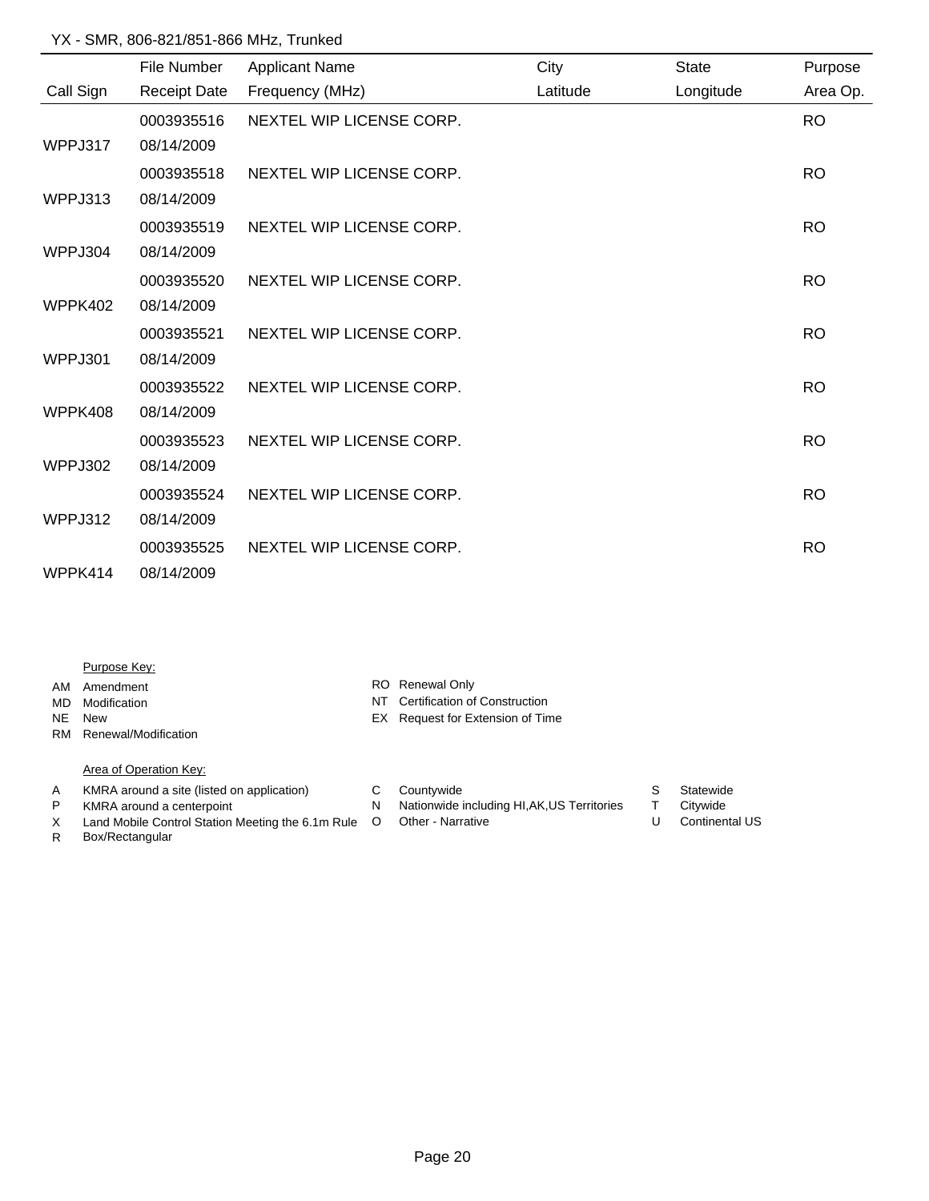YX - SMR, 806-821/851-866 MHz, Trunked

| Call Sign | File Number / Receipt Date | Applicant Name / Frequency (MHz) | City / Latitude | State / Longitude | Purpose / Area Op. |
|---|---|---|---|---|---|
| WPPJ317 | 0003935516 08/14/2009 | NEXTEL WIP LICENSE CORP. | | | RO |
| WPPJ313 | 0003935518 08/14/2009 | NEXTEL WIP LICENSE CORP. | | | RO |
| WPPJ304 | 0003935519 08/14/2009 | NEXTEL WIP LICENSE CORP. | | | RO |
| WPPK402 | 0003935520 08/14/2009 | NEXTEL WIP LICENSE CORP. | | | RO |
| WPPJ301 | 0003935521 08/14/2009 | NEXTEL WIP LICENSE CORP. | | | RO |
| WPPK408 | 0003935522 08/14/2009 | NEXTEL WIP LICENSE CORP. | | | RO |
| WPPJ302 | 0003935523 08/14/2009 | NEXTEL WIP LICENSE CORP. | | | RO |
| WPPJ312 | 0003935524 08/14/2009 | NEXTEL WIP LICENSE CORP. | | | RO |
| WPPK414 | 0003935525 08/14/2009 | NEXTEL WIP LICENSE CORP. | | | RO |

Purpose Key:

- AM Amendment
- MD Modification
- NE New
- RM Renewal/Modification
- RO Renewal Only
- NT Certification of Construction
- EX Request for Extension of Time

Area of Operation Key:

- A KMRA around a site (listed on application)
- P KMRA around a centerpoint
- X Land Mobile Control Station Meeting the 6.1m Rule
- R Box/Rectangular
- C Countywide
- N Nationwide including HI,AK,US Territories
- O Other - Narrative
- S Statewide
- T Citywide
- U Continental US